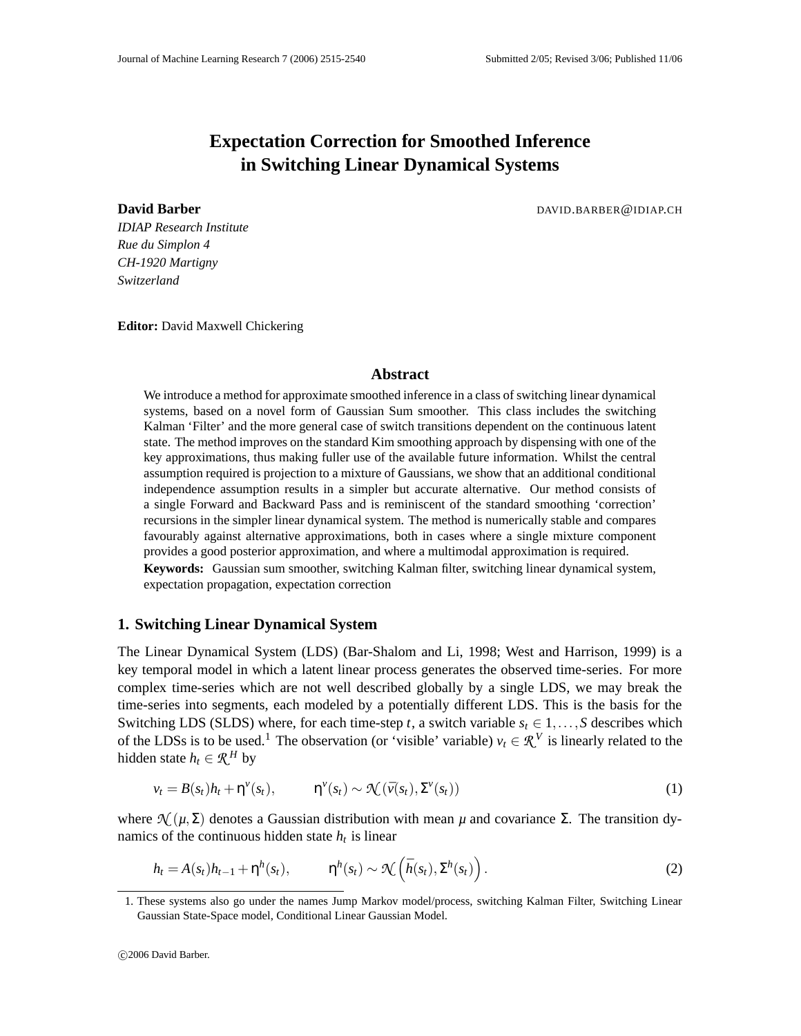# Expectation Correction for Smoothed Inference in Switching Linear Dynamical Systems

**David Barber** DAVID.BARBER@IDIAP.CH

*IDIAP Research Institute*
*Rue du Simplon 4*
*CH-1920 Martigny*
*Switzerland*

**Editor:** David Maxwell Chickering

## Abstract

We introduce a method for approximate smoothed inference in a class of switching linear dynamical systems, based on a novel form of Gaussian Sum smoother. This class includes the switching Kalman 'Filter' and the more general case of switch transitions dependent on the continuous latent state. The method improves on the standard Kim smoothing approach by dispensing with one of the key approximations, thus making fuller use of the available future information. Whilst the central assumption required is projection to a mixture of Gaussians, we show that an additional conditional independence assumption results in a simpler but accurate alternative. Our method consists of a single Forward and Backward Pass and is reminiscent of the standard smoothing 'correction' recursions in the simpler linear dynamical system. The method is numerically stable and compares favourably against alternative approximations, both in cases where a single mixture component provides a good posterior approximation, and where a multimodal approximation is required.

**Keywords:** Gaussian sum smoother, switching Kalman filter, switching linear dynamical system, expectation propagation, expectation correction

## 1. Switching Linear Dynamical System

The Linear Dynamical System (LDS) (Bar-Shalom and Li, 1998; West and Harrison, 1999) is a key temporal model in which a latent linear process generates the observed time-series. For more complex time-series which are not well described globally by a single LDS, we may break the time-series into segments, each modeled by a potentially different LDS. This is the basis for the Switching LDS (SLDS) where, for each time-step $t$, a switch variable $s_t \in 1, \ldots, S$ describes which of the LDSs is to be used.[1] The observation (or 'visible' variable) $v_t \in \mathcal{R}^V$ is linearly related to the hidden state $h_t \in \mathcal{R}^H$ by

$$v_t = B(s_t)h_t + \eta^v(s_t), \qquad \eta^v(s_t) \sim \mathcal{N}(\bar{v}(s_t), \Sigma^v(s_t)) \tag{1}$$

where $\mathcal{N}(\mu, \Sigma)$ denotes a Gaussian distribution with mean $\mu$ and covariance $\Sigma$. The transition dynamics of the continuous hidden state $h_t$ is linear

$$h_t = A(s_t)h_{t-1} + \eta^h(s_t), \qquad \eta^h(s_t) \sim \mathcal{N}\left(\bar{h}(s_t), \Sigma^h(s_t)\right). \tag{2}$$

1. These systems also go under the names Jump Markov model/process, switching Kalman Filter, Switching Linear Gaussian State-Space model, Conditional Linear Gaussian Model.

©2006 David Barber.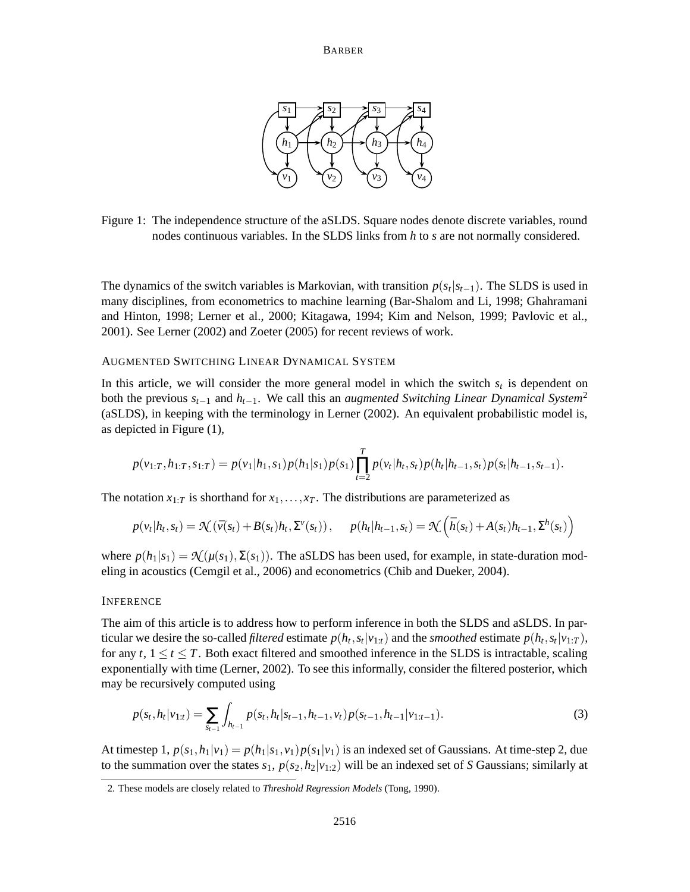Figure 1: The independence structure of the aSLDS. Square nodes denote discrete variables, round nodes continuous variables. In the SLDS links from $h$ to $s$ are not normally considered.

The dynamics of the switch variables is Markovian, with transition $p(s_t|s_{t-1})$. The SLDS is used in many disciplines, from econometrics to machine learning (Bar-Shalom and Li, 1998; Ghahramani and Hinton, 1998; Lerner et al., 2000; Kitagawa, 1994; Kim and Nelson, 1999; Pavlovic et al., 2001). See Lerner (2002) and Zoeter (2005) for recent reviews of work.

### Augmented Switching Linear Dynamical System

In this article, we will consider the more general model in which the switch $s_t$ is dependent on both the previous $s_{t-1}$ and $h_{t-1}$. We call this an *augmented Switching Linear Dynamical System*[2] (aSLDS), in keeping with the terminology in Lerner (2002). An equivalent probabilistic model is, as depicted in Figure (1),

$$p(v_{1:T}, h_{1:T}, s_{1:T}) = p(v_1|h_1, s_1)p(h_1|s_1)p(s_1)\prod_{t=2}^{T} p(v_t|h_t, s_t)p(h_t|h_{t-1}, s_t)p(s_t|h_{t-1}, s_{t-1}).$$

The notation $x_{1:T}$ is shorthand for $x_1, \ldots, x_T$. The distributions are parameterized as

$$p(v_t|h_t, s_t) = \mathcal{N}(\bar{v}(s_t) + B(s_t)h_t, \Sigma^v(s_t)), \qquad p(h_t|h_{t-1}, s_t) = \mathcal{N}\left(\bar{h}(s_t) + A(s_t)h_{t-1}, \Sigma^h(s_t)\right)$$

where $p(h_1|s_1) = \mathcal{N}(\mu(s_1), \Sigma(s_1))$. The aSLDS has been used, for example, in state-duration modeling in acoustics (Cemgil et al., 2006) and econometrics (Chib and Dueker, 2004).

### Inference

The aim of this article is to address how to perform inference in both the SLDS and aSLDS. In particular we desire the so-called *filtered* estimate $p(h_t, s_t|v_{1:t})$ and the *smoothed* estimate $p(h_t, s_t|v_{1:T})$, for any $t$, $1 \leq t \leq T$. Both exact filtered and smoothed inference in the SLDS is intractable, scaling exponentially with time (Lerner, 2002). To see this informally, consider the filtered posterior, which may be recursively computed using

$$p(s_t, h_t|v_{1:t}) = \sum_{s_{t-1}} \int_{h_{t-1}} p(s_t, h_t|s_{t-1}, h_{t-1}, v_t)p(s_{t-1}, h_{t-1}|v_{1:t-1}). \tag{3}$$

At timestep 1, $p(s_1, h_1|v_1) = p(h_1|s_1, v_1)p(s_1|v_1)$ is an indexed set of Gaussians. At time-step 2, due to the summation over the states $s_1$, $p(s_2, h_2|v_{1:2})$ will be an indexed set of $S$ Gaussians; similarly at

2. These models are closely related to *Threshold Regression Models* (Tong, 1990).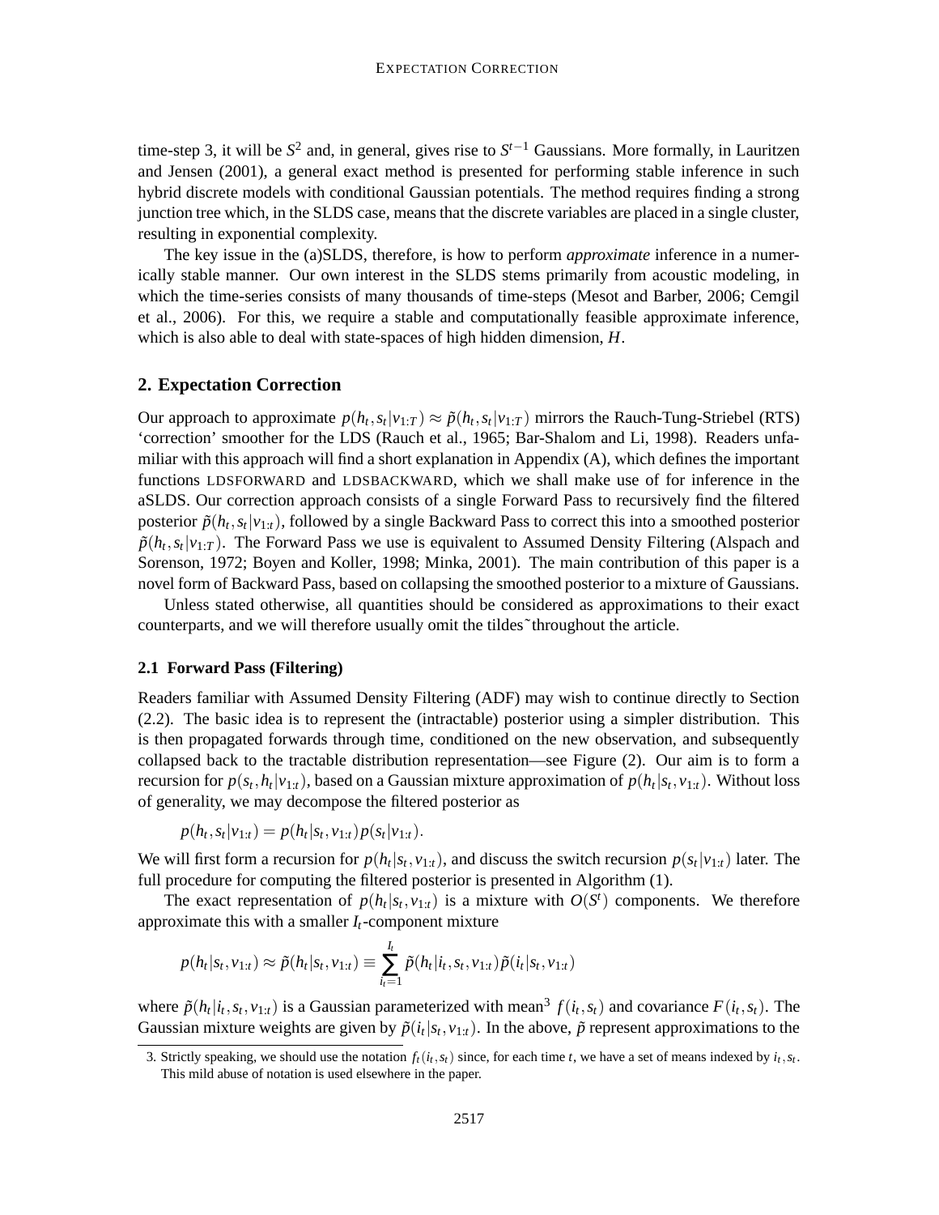time-step 3, it will be $S^2$ and, in general, gives rise to $S^{t-1}$ Gaussians. More formally, in Lauritzen and Jensen (2001), a general exact method is presented for performing stable inference in such hybrid discrete models with conditional Gaussian potentials. The method requires finding a strong junction tree which, in the SLDS case, means that the discrete variables are placed in a single cluster, resulting in exponential complexity.

The key issue in the (a)SLDS, therefore, is how to perform *approximate* inference in a numerically stable manner. Our own interest in the SLDS stems primarily from acoustic modeling, in which the time-series consists of many thousands of time-steps (Mesot and Barber, 2006; Cemgil et al., 2006). For this, we require a stable and computationally feasible approximate inference, which is also able to deal with state-spaces of high hidden dimension, $H$.

## 2. Expectation Correction

Our approach to approximate $p(h_t, s_t|v_{1:T}) \approx \tilde{p}(h_t, s_t|v_{1:T})$ mirrors the Rauch-Tung-Striebel (RTS) 'correction' smoother for the LDS (Rauch et al., 1965; Bar-Shalom and Li, 1998). Readers unfamiliar with this approach will find a short explanation in Appendix (A), which defines the important functions LDSFORWARD and LDSBACKWARD, which we shall make use of for inference in the aSLDS. Our correction approach consists of a single Forward Pass to recursively find the filtered posterior $\tilde{p}(h_t, s_t|v_{1:t})$, followed by a single Backward Pass to correct this into a smoothed posterior $\tilde{p}(h_t, s_t|v_{1:T})$. The Forward Pass we use is equivalent to Assumed Density Filtering (Alspach and Sorenson, 1972; Boyen and Koller, 1998; Minka, 2001). The main contribution of this paper is a novel form of Backward Pass, based on collapsing the smoothed posterior to a mixture of Gaussians.

Unless stated otherwise, all quantities should be considered as approximations to their exact counterparts, and we will therefore usually omit the tildes ˜ throughout the article.

### 2.1 Forward Pass (Filtering)

Readers familiar with Assumed Density Filtering (ADF) may wish to continue directly to Section (2.2). The basic idea is to represent the (intractable) posterior using a simpler distribution. This is then propagated forwards through time, conditioned on the new observation, and subsequently collapsed back to the tractable distribution representation—see Figure (2). Our aim is to form a recursion for $p(s_t, h_t|v_{1:t})$, based on a Gaussian mixture approximation of $p(h_t|s_t, v_{1:t})$. Without loss of generality, we may decompose the filtered posterior as

$$p(h_t, s_t|v_{1:t}) = p(h_t|s_t, v_{1:t})p(s_t|v_{1:t}).$$

We will first form a recursion for $p(h_t|s_t, v_{1:t})$, and discuss the switch recursion $p(s_t|v_{1:t})$ later. The full procedure for computing the filtered posterior is presented in Algorithm (1).

The exact representation of $p(h_t|s_t, v_{1:t})$ is a mixture with $O(S^t)$ components. We therefore approximate this with a smaller $I_t$-component mixture

$$p(h_t|s_t, v_{1:t}) \approx \tilde{p}(h_t|s_t, v_{1:t}) \equiv \sum_{i_t=1}^{I_t} \tilde{p}(h_t|i_t, s_t, v_{1:t})\tilde{p}(i_t|s_t, v_{1:t})$$

where $\tilde{p}(h_t|i_t, s_t, v_{1:t})$ is a Gaussian parameterized with mean[3] $f(i_t, s_t)$ and covariance $F(i_t, s_t)$. The Gaussian mixture weights are given by $\tilde{p}(i_t|s_t, v_{1:t})$. In the above, $\tilde{p}$ represent approximations to the

3. Strictly speaking, we should use the notation $f_t(i_t, s_t)$ since, for each time $t$, we have a set of means indexed by $i_t, s_t$. This mild abuse of notation is used elsewhere in the paper.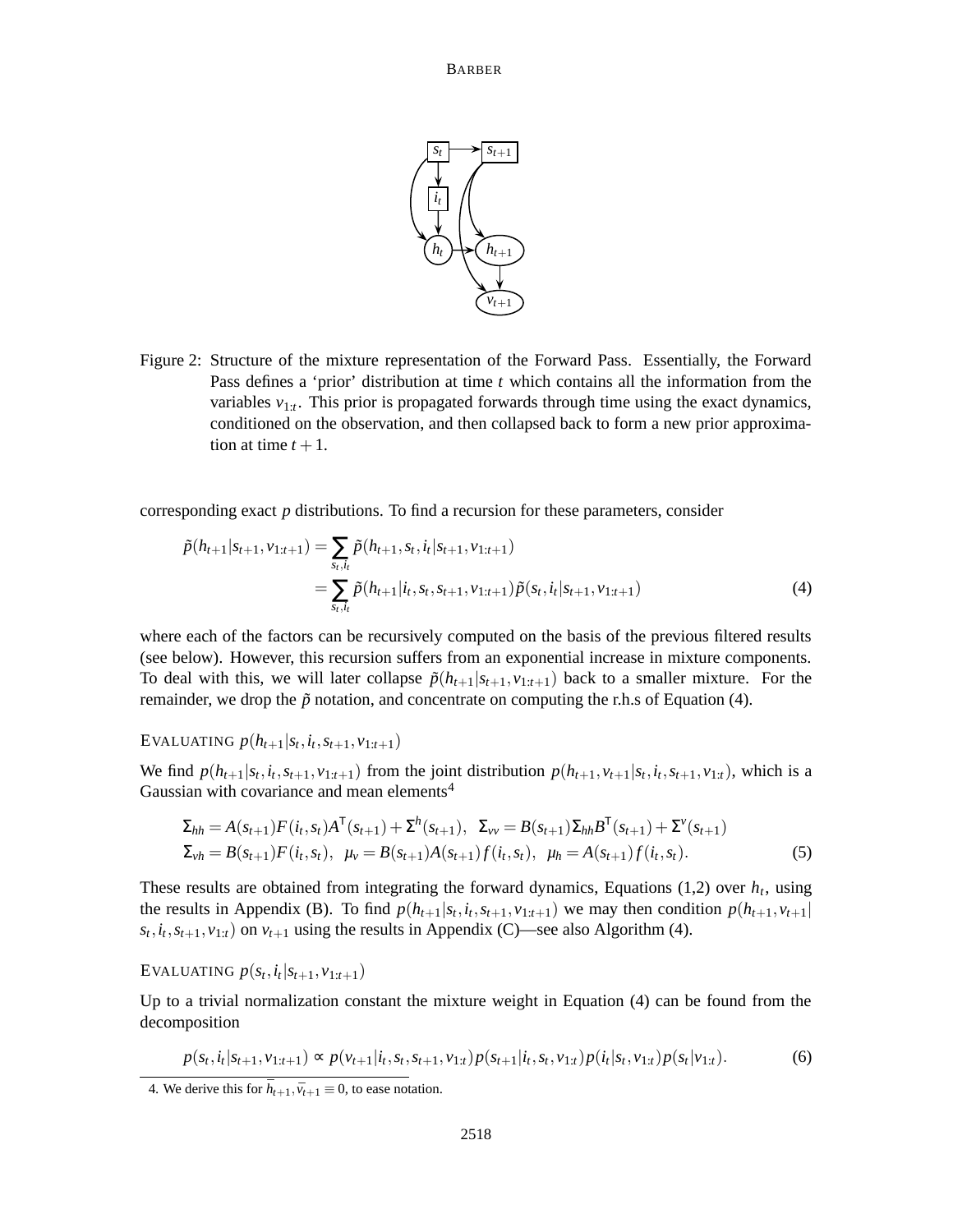Figure 2: Structure of the mixture representation of the Forward Pass. Essentially, the Forward Pass defines a 'prior' distribution at time $t$ which contains all the information from the variables $v_{1:t}$. This prior is propagated forwards through time using the exact dynamics, conditioned on the observation, and then collapsed back to form a new prior approximation at time $t+1$.

corresponding exact $p$ distributions. To find a recursion for these parameters, consider

$$
\begin{aligned}
\tilde{p}(h_{t+1}|s_{t+1}, v_{1:t+1}) &= \sum_{s_t, i_t} \tilde{p}(h_{t+1}, s_t, i_t | s_{t+1}, v_{1:t+1}) \\
&= \sum_{s_t, i_t} \tilde{p}(h_{t+1}|i_t, s_t, s_{t+1}, v_{1:t+1}) \tilde{p}(s_t, i_t | s_{t+1}, v_{1:t+1})
\end{aligned}
\tag{4}
$$

where each of the factors can be recursively computed on the basis of the previous filtered results (see below). However, this recursion suffers from an exponential increase in mixture components. To deal with this, we will later collapse $\tilde{p}(h_{t+1}|s_{t+1}, v_{1:t+1})$ back to a smaller mixture. For the remainder, we drop the $\tilde{p}$ notation, and concentrate on computing the r.h.s of Equation (4).

### EVALUATING $p(h_{t+1}|s_t, i_t, s_{t+1}, v_{1:t+1})$

We find $p(h_{t+1}|s_t, i_t, s_{t+1}, v_{1:t+1})$ from the joint distribution $p(h_{t+1}, v_{t+1}|s_t, i_t, s_{t+1}, v_{1:t})$, which is a Gaussian with covariance and mean elements[4]

$$
\begin{aligned}
&\Sigma_{hh} = A(s_{t+1}) F(i_t, s_t) A^{\mathsf{T}}(s_{t+1}) + \Sigma^h(s_{t+1}), \quad \Sigma_{vv} = B(s_{t+1}) \Sigma_{hh} B^{\mathsf{T}}(s_{t+1}) + \Sigma^v(s_{t+1}) \\
&\Sigma_{vh} = B(s_{t+1}) F(i_t, s_t), \quad \mu_v = B(s_{t+1}) A(s_{t+1}) f(i_t, s_t), \quad \mu_h = A(s_{t+1}) f(i_t, s_t).
\end{aligned}
\tag{5}
$$

These results are obtained from integrating the forward dynamics, Equations (1,2) over $h_t$, using the results in Appendix (B). To find $p(h_{t+1}|s_t, i_t, s_{t+1}, v_{1:t+1})$ we may then condition $p(h_{t+1}, v_{t+1}|s_t, i_t, s_{t+1}, v_{1:t})$ on $v_{t+1}$ using the results in Appendix (C)—see also Algorithm (4).

### EVALUATING $p(s_t, i_t|s_{t+1}, v_{1:t+1})$

Up to a trivial normalization constant the mixture weight in Equation (4) can be found from the decomposition

$$
p(s_t, i_t|s_{t+1}, v_{1:t+1}) \propto p(v_{t+1}|i_t, s_t, s_{t+1}, v_{1:t}) p(s_{t+1}|i_t, s_t, v_{1:t}) p(i_t|s_t, v_{1:t}) p(s_t|v_{1:t}).
\tag{6}
$$

4. We derive this for $\bar{h}_{t+1}, \bar{v}_{t+1} \equiv 0$, to ease notation.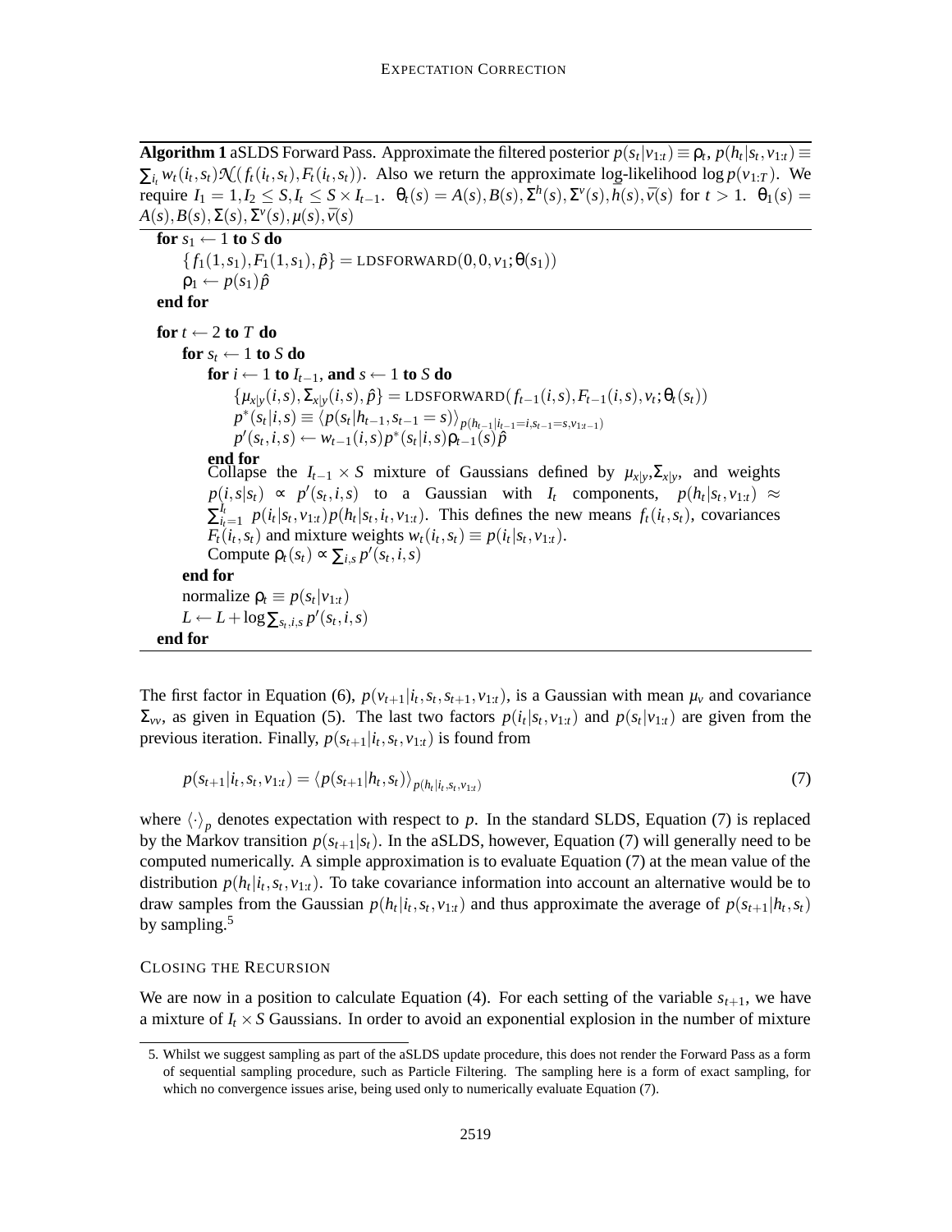**Algorithm 1** aSLDS Forward Pass. Approximate the filtered posterior $p(s_t|v_{1:t}) \equiv \rho_t$, $p(h_t|s_t, v_{1:t}) \equiv \sum_{i_t} w_t(i_t, s_t)\mathcal{N}(f_t(i_t, s_t), F_t(i_t, s_t))$. Also we return the approximate log-likelihood $\log p(v_{1:T})$. We require $I_1 = 1, I_2 \leq S, I_t \leq S \times I_{t-1}$. $\theta_t(s) = A(s), B(s), \Sigma^h(s), \Sigma^v(s), \bar{h}(s), \bar{v}(s)$ for $t > 1$. $\theta_1(s) = A(s), B(s), \Sigma(s), \Sigma^v(s), \mu(s), \bar{v}(s)$

```
for s_1 ← 1 to S do
    {f_1(1,s_1), F_1(1,s_1), p̂} = LDSFORWARD(0, 0, v_1; θ(s_1))
    ρ_1 ← p(s_1) p̂
end for

for t ← 2 to T do
    for s_t ← 1 to S do
        for i ← 1 to I_{t-1}, and s ← 1 to S do
            {μ_{x|y}(i,s), Σ_{x|y}(i,s), p̂} = LDSFORWARD(f_{t-1}(i,s), F_{t-1}(i,s), v_t; θ_t(s_t))
            p*(s_t|i,s) ≡ ⟨p(s_t|h_{t-1}, s_{t-1} = s)⟩_{p(h_{t-1}|i_{t-1}=i, s_{t-1}=s, v_{1:t-1})}
            p'(s_t,i,s) ← w_{t-1}(i,s) p*(s_t|i,s) ρ_{t-1}(s) p̂
        end for
        Collapse the I_{t-1} × S mixture of Gaussians defined by μ_{x|y}, Σ_{x|y}, and weights
        p(i,s|s_t) ∝ p'(s_t,i,s) to a Gaussian with I_t components, p(h_t|s_t,v_{1:t}) ≈
        Σ_{i_t=1}^{I_t} p(i_t|s_t,v_{1:t}) p(h_t|s_t,i_t,v_{1:t}). This defines the new means f_t(i_t,s_t), covariances
        F_t(i_t,s_t) and mixture weights w_t(i_t,s_t) ≡ p(i_t|s_t,v_{1:t}).
        Compute ρ_t(s_t) ∝ Σ_{i,s} p'(s_t,i,s)
    end for
    normalize ρ_t ≡ p(s_t|v_{1:t})
    L ← L + log Σ_{s_t,i,s} p'(s_t,i,s)
end for
```

The first factor in Equation (6), $p(v_{t+1}|i_t, s_t, s_{t+1}, v_{1:t})$, is a Gaussian with mean $\mu_v$ and covariance $\Sigma_{vv}$, as given in Equation (5). The last two factors $p(i_t|s_t, v_{1:t})$ and $p(s_t|v_{1:t})$ are given from the previous iteration. Finally, $p(s_{t+1}|i_t, s_t, v_{1:t})$ is found from

$$p(s_{t+1}|i_t, s_t, v_{1:t}) = \langle p(s_{t+1}|h_t, s_t) \rangle_{p(h_t|i_t, s_t, v_{1:t})} \tag{7}$$

where $\langle \cdot \rangle_p$ denotes expectation with respect to $p$. In the standard SLDS, Equation (7) is replaced by the Markov transition $p(s_{t+1}|s_t)$. In the aSLDS, however, Equation (7) will generally need to be computed numerically. A simple approximation is to evaluate Equation (7) at the mean value of the distribution $p(h_t|i_t, s_t, v_{1:t})$. To take covariance information into account an alternative would be to draw samples from the Gaussian $p(h_t|i_t, s_t, v_{1:t})$ and thus approximate the average of $p(s_{t+1}|h_t, s_t)$ by sampling.[5]

### Closing the Recursion

We are now in a position to calculate Equation (4). For each setting of the variable $s_{t+1}$, we have a mixture of $I_t \times S$ Gaussians. In order to avoid an exponential explosion in the number of mixture

5. Whilst we suggest sampling as part of the aSLDS update procedure, this does not render the Forward Pass as a form of sequential sampling procedure, such as Particle Filtering. The sampling here is a form of exact sampling, for which no convergence issues arise, being used only to numerically evaluate Equation (7).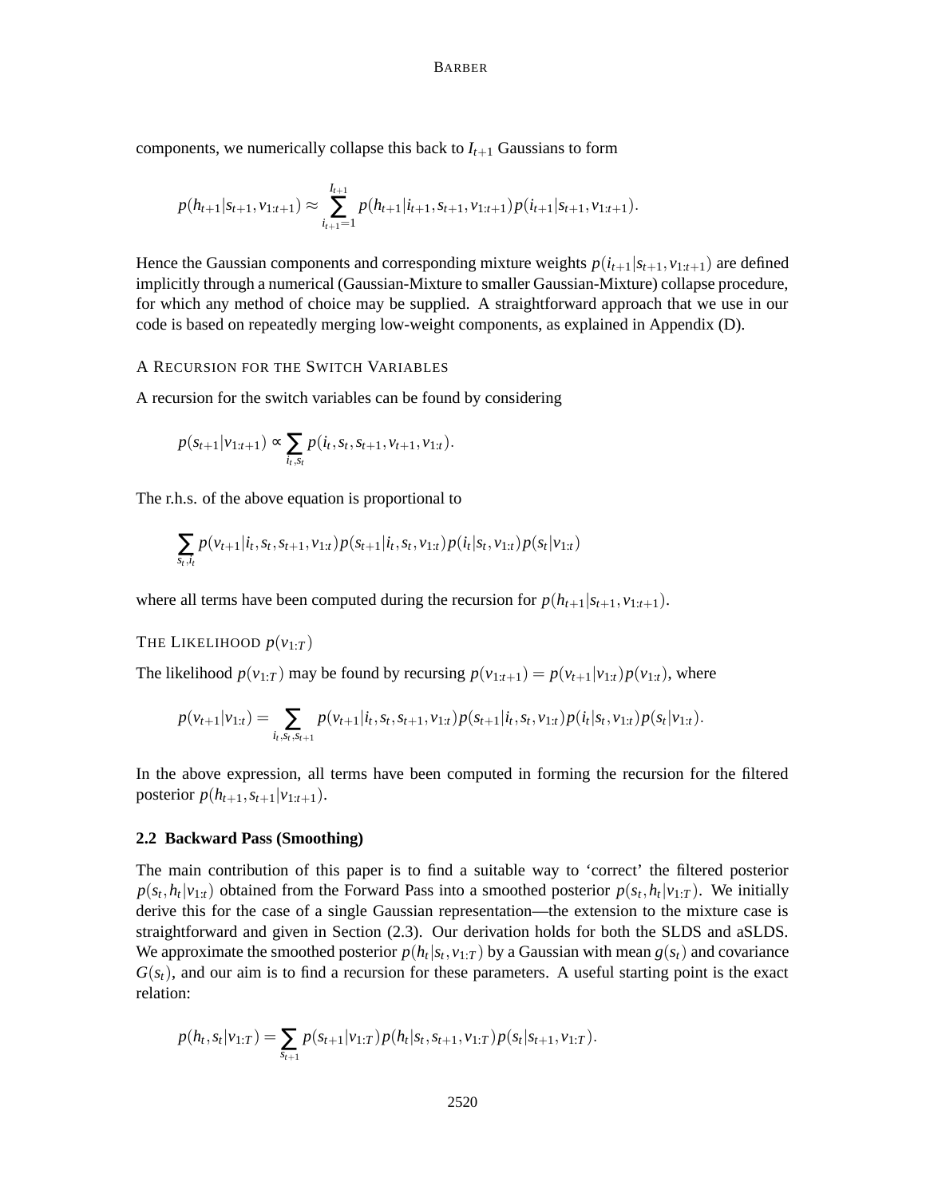components, we numerically collapse this back to $I_{t+1}$ Gaussians to form

$$p(h_{t+1}|s_{t+1}, v_{1:t+1}) \approx \sum_{i_{t+1}=1}^{I_{t+1}} p(h_{t+1}|i_{t+1}, s_{t+1}, v_{1:t+1}) p(i_{t+1}|s_{t+1}, v_{1:t+1}).$$

Hence the Gaussian components and corresponding mixture weights $p(i_{t+1}|s_{t+1}, v_{1:t+1})$ are defined implicitly through a numerical (Gaussian-Mixture to smaller Gaussian-Mixture) collapse procedure, for which any method of choice may be supplied. A straightforward approach that we use in our code is based on repeatedly merging low-weight components, as explained in Appendix (D).

#### A Recursion for the Switch Variables

A recursion for the switch variables can be found by considering

$$p(s_{t+1}|v_{1:t+1}) \propto \sum_{i_t, s_t} p(i_t, s_t, s_{t+1}, v_{t+1}, v_{1:t}).$$

The r.h.s. of the above equation is proportional to

$$\sum_{s_t, i_t} p(v_{t+1}|i_t, s_t, s_{t+1}, v_{1:t}) p(s_{t+1}|i_t, s_t, v_{1:t}) p(i_t|s_t, v_{1:t}) p(s_t|v_{1:t})$$

where all terms have been computed during the recursion for $p(h_{t+1}|s_{t+1}, v_{1:t+1})$.

#### The Likelihood $p(v_{1:T})$

The likelihood $p(v_{1:T})$ may be found by recursing $p(v_{1:t+1}) = p(v_{t+1}|v_{1:t})p(v_{1:t})$, where

$$p(v_{t+1}|v_{1:t}) = \sum_{i_t, s_t, s_{t+1}} p(v_{t+1}|i_t, s_t, s_{t+1}, v_{1:t}) p(s_{t+1}|i_t, s_t, v_{1:t}) p(i_t|s_t, v_{1:t}) p(s_t|v_{1:t}).$$

In the above expression, all terms have been computed in forming the recursion for the filtered posterior $p(h_{t+1}, s_{t+1}|v_{1:t+1})$.

### 2.2 Backward Pass (Smoothing)

The main contribution of this paper is to find a suitable way to 'correct' the filtered posterior $p(s_t, h_t|v_{1:t})$ obtained from the Forward Pass into a smoothed posterior $p(s_t, h_t|v_{1:T})$. We initially derive this for the case of a single Gaussian representation—the extension to the mixture case is straightforward and given in Section (2.3). Our derivation holds for both the SLDS and aSLDS. We approximate the smoothed posterior $p(h_t|s_t, v_{1:T})$ by a Gaussian with mean $g(s_t)$ and covariance $G(s_t)$, and our aim is to find a recursion for these parameters. A useful starting point is the exact relation:

$$p(h_t, s_t|v_{1:T}) = \sum_{s_{t+1}} p(s_{t+1}|v_{1:T}) p(h_t|s_t, s_{t+1}, v_{1:T}) p(s_t|s_{t+1}, v_{1:T}).$$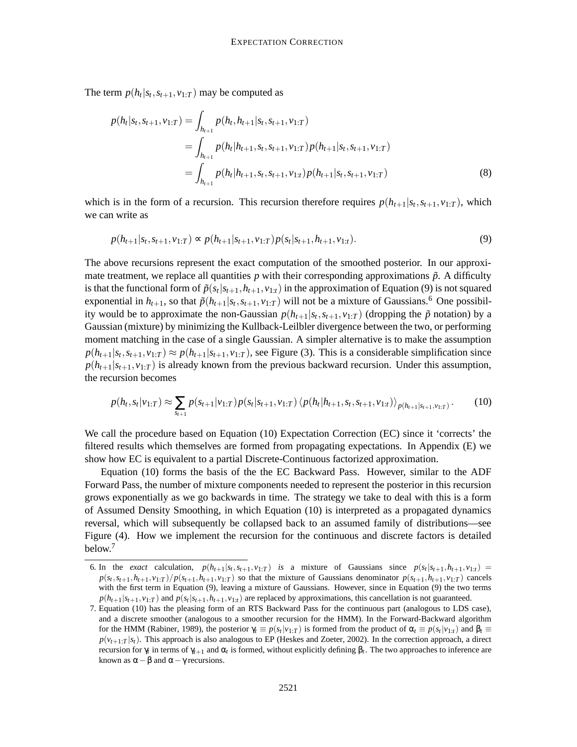The term $p(h_t|s_t, s_{t+1}, v_{1:T})$ may be computed as

$$
\begin{aligned}
p(h_t|s_t, s_{t+1}, v_{1:T}) &= \int_{h_{t+1}} p(h_t, h_{t+1}|s_t, s_{t+1}, v_{1:T}) \\
&= \int_{h_{t+1}} p(h_t|h_{t+1}, s_t, s_{t+1}, v_{1:T}) p(h_{t+1}|s_t, s_{t+1}, v_{1:T}) \\
&= \int_{h_{t+1}} p(h_t|h_{t+1}, s_t, s_{t+1}, v_{1:t}) p(h_{t+1}|s_t, s_{t+1}, v_{1:T}) \qquad (8)
\end{aligned}
$$

which is in the form of a recursion. This recursion therefore requires $p(h_{t+1}|s_t, s_{t+1}, v_{1:T})$, which we can write as

$$
p(h_{t+1}|s_t, s_{t+1}, v_{1:T}) \propto p(h_{t+1}|s_{t+1}, v_{1:T}) p(s_t|s_{t+1}, h_{t+1}, v_{1:t}). \qquad (9)
$$

The above recursions represent the exact computation of the smoothed posterior. In our approximate treatment, we replace all quantities $p$ with their corresponding approximations $\tilde{p}$. A difficulty is that the functional form of $\tilde{p}(s_t|s_{t+1}, h_{t+1}, v_{1:t})$ in the approximation of Equation (9) is not squared exponential in $h_{t+1}$, so that $\tilde{p}(h_{t+1}|s_t, s_{t+1}, v_{1:T})$ will not be a mixture of Gaussians.[6] One possibility would be to approximate the non-Gaussian $p(h_{t+1}|s_t, s_{t+1}, v_{1:T})$ (dropping the $\tilde{p}$ notation) by a Gaussian (mixture) by minimizing the Kullback-Leilbler divergence between the two, or performing moment matching in the case of a single Gaussian. A simpler alternative is to make the assumption $p(h_{t+1}|s_t, s_{t+1}, v_{1:T}) \approx p(h_{t+1}|s_{t+1}, v_{1:T})$, see Figure (3). This is a considerable simplification since $p(h_{t+1}|s_{t+1}, v_{1:T})$ is already known from the previous backward recursion. Under this assumption, the recursion becomes

$$
p(h_t, s_t|v_{1:T}) \approx \sum_{s_{t+1}} p(s_{t+1}|v_{1:T}) p(s_t|s_{t+1}, v_{1:T}) \left\langle p(h_t|h_{t+1}, s_t, s_{t+1}, v_{1:t}) \right\rangle_{p(h_{t+1}|s_{t+1}, v_{1:T})}. \qquad (10)
$$

We call the procedure based on Equation (10) Expectation Correction (EC) since it 'corrects' the filtered results which themselves are formed from propagating expectations. In Appendix (E) we show how EC is equivalent to a partial Discrete-Continuous factorized approximation.

Equation (10) forms the basis of the the EC Backward Pass. However, similar to the ADF Forward Pass, the number of mixture components needed to represent the posterior in this recursion grows exponentially as we go backwards in time. The strategy we take to deal with this is a form of Assumed Density Smoothing, in which Equation (10) is interpreted as a propagated dynamics reversal, which will subsequently be collapsed back to an assumed family of distributions—see Figure (4). How we implement the recursion for the continuous and discrete factors is detailed below.[7]

6. In the *exact* calculation, $p(h_{t+1}|s_t, s_{t+1}, v_{1:T})$ *is* a mixture of Gaussians since $p(s_t|s_{t+1}, h_{t+1}, v_{1:t}) = p(s_t, s_{t+1}, h_{t+1}, v_{1:T})/p(s_{t+1}, h_{t+1}, v_{1:T})$ so that the mixture of Gaussians denominator $p(s_{t+1}, h_{t+1}, v_{1:T})$ cancels with the first term in Equation (9), leaving a mixture of Gaussians. However, since in Equation (9) the two terms $p(h_{t+1}|s_{t+1}, v_{1:T})$ and $p(s_t|s_{t+1}, h_{t+1}, v_{1:t})$ are replaced by approximations, this cancellation is not guaranteed.

7. Equation (10) has the pleasing form of an RTS Backward Pass for the continuous part (analogous to LDS case), and a discrete smoother (analogous to a smoother recursion for the HMM). In the Forward-Backward algorithm for the HMM (Rabiner, 1989), the posterior $\gamma_t \equiv p(s_t|v_{1:T})$ is formed from the product of $\alpha_t \equiv p(s_t|v_{1:t})$ and $\beta_t \equiv p(v_{t+1:T}|s_t)$. This approach is also analogous to EP (Heskes and Zoeter, 2002). In the correction approach, a direct recursion for $\gamma_t$ in terms of $\gamma_{t+1}$ and $\alpha_t$ is formed, without explicitly defining $\beta_t$. The two approaches to inference are known as $\alpha-\beta$ and $\alpha-\gamma$ recursions.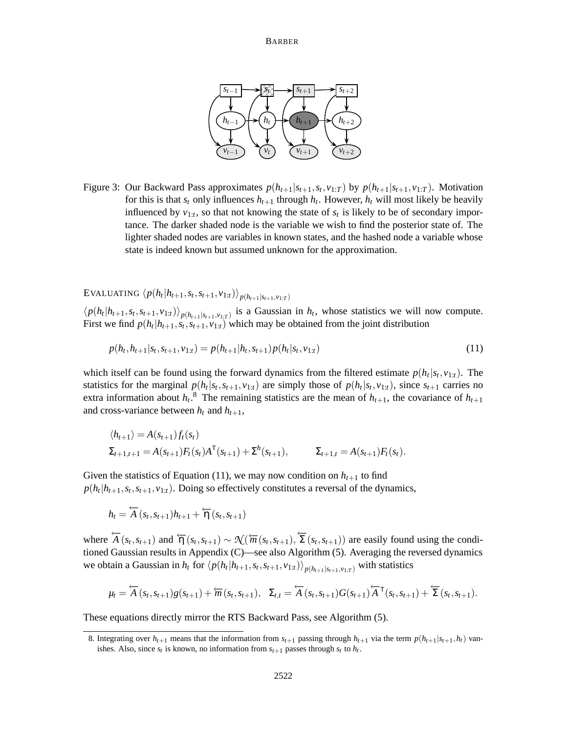Figure 3: Our Backward Pass approximates $p(h_{t+1}|s_{t+1}, s_t, v_{1:T})$ by $p(h_{t+1}|s_{t+1}, v_{1:T})$. Motivation for this is that $s_t$ only influences $h_{t+1}$ through $h_t$. However, $h_t$ will most likely be heavily influenced by $v_{1:t}$, so that not knowing the state of $s_t$ is likely to be of secondary importance. The darker shaded node is the variable we wish to find the posterior state of. The lighter shaded nodes are variables in known states, and the hashed node a variable whose state is indeed known but assumed unknown for the approximation.

### EVALUATING $\langle p(h_t|h_{t+1}, s_t, s_{t+1}, v_{1:t})\rangle_{p(h_{t+1}|s_{t+1}, v_{1:T})}$

$\langle p(h_t|h_{t+1}, s_t, s_{t+1}, v_{1:t})\rangle_{p(h_{t+1}|s_{t+1}, v_{1:T})}$ is a Gaussian in $h_t$, whose statistics we will now compute. First we find $p(h_t|h_{t+1}, s_t, s_{t+1}, v_{1:t})$ which may be obtained from the joint distribution

$$p(h_t, h_{t+1}|s_t, s_{t+1}, v_{1:t}) = p(h_{t+1}|h_t, s_{t+1})p(h_t|s_t, v_{1:t}) \tag{11}$$

which itself can be found using the forward dynamics from the filtered estimate $p(h_t|s_t, v_{1:t})$. The statistics for the marginal $p(h_t|s_t, s_{t+1}, v_{1:t})$ are simply those of $p(h_t|s_t, v_{1:t})$, since $s_{t+1}$ carries no extra information about $h_t$.[8] The remaining statistics are the mean of $h_{t+1}$, the covariance of $h_{t+1}$ and cross-variance between $h_t$ and $h_{t+1}$,

$$\langle h_{t+1}\rangle = A(s_{t+1})f_t(s_t)$$

$$\Sigma_{t+1,t+1} = A(s_{t+1})F_t(s_t)A^{\mathsf{T}}(s_{t+1}) + \Sigma^h(s_{t+1}), \qquad \Sigma_{t+1,t} = A(s_{t+1})F_t(s_t).$$

Given the statistics of Equation (11), we may now condition on $h_{t+1}$ to find $p(h_t|h_{t+1}, s_t, s_{t+1}, v_{1:t})$. Doing so effectively constitutes a reversal of the dynamics,

$$h_t = \overleftarrow{A}(s_t, s_{t+1})h_{t+1} + \overleftarrow{\eta}(s_t, s_{t+1})$$

where $\overleftarrow{A}(s_t, s_{t+1})$ and $\overleftarrow{\eta}(s_t, s_{t+1}) \sim \mathcal{N}(\overleftarrow{m}(s_t, s_{t+1}), \overleftarrow{\Sigma}(s_t, s_{t+1}))$ are easily found using the conditioned Gaussian results in Appendix (C)—see also Algorithm (5). Averaging the reversed dynamics we obtain a Gaussian in $h_t$ for $\langle p(h_t|h_{t+1}, s_t, s_{t+1}, v_{1:t})\rangle_{p(h_{t+1}|s_{t+1}, v_{1:T})}$ with statistics

$$\mu_t = \overleftarrow{A}(s_t, s_{t+1})g(s_{t+1}) + \overleftarrow{m}(s_t, s_{t+1}), \quad \Sigma_{t,t} = \overleftarrow{A}(s_t, s_{t+1})G(s_{t+1})\overleftarrow{A}^{\mathsf{T}}(s_t, s_{t+1}) + \overleftarrow{\Sigma}(s_t, s_{t+1}).$$

These equations directly mirror the RTS Backward Pass, see Algorithm (5).

8. Integrating over $h_{t+1}$ means that the information from $s_{t+1}$ passing through $h_{t+1}$ via the term $p(h_{t+1}|s_{t+1}, h_t)$ vanishes. Also, since $s_t$ is known, no information from $s_{t+1}$ passes through $s_t$ to $h_t$.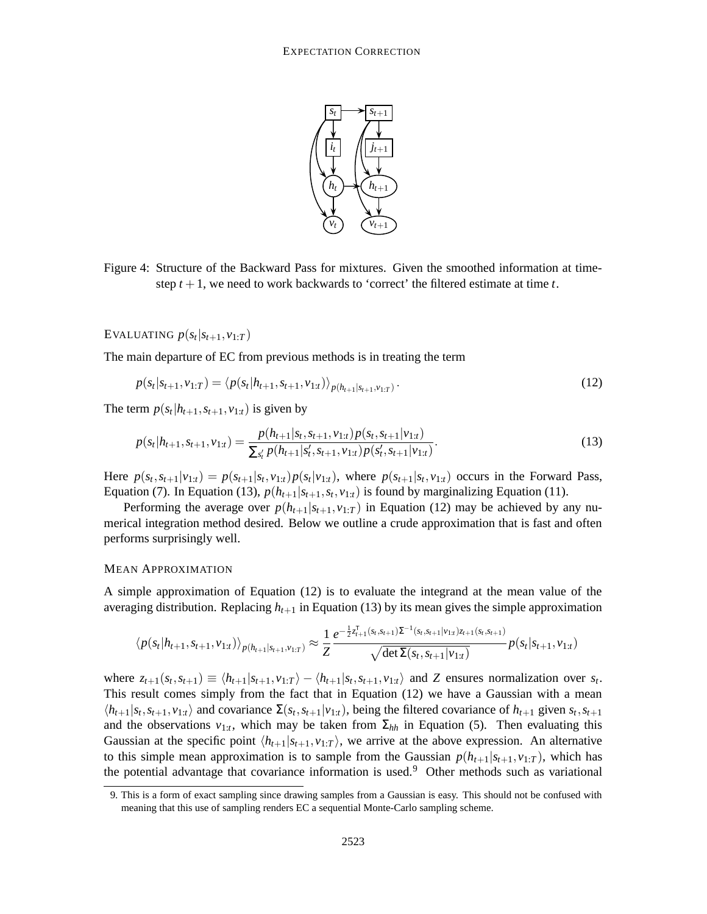Figure 4: Structure of the Backward Pass for mixtures. Given the smoothed information at timestep $t+1$, we need to work backwards to 'correct' the filtered estimate at time $t$.

### EVALUATING $p(s_t|s_{t+1}, v_{1:T})$

The main departure of EC from previous methods is in treating the term

$$p(s_t|s_{t+1}, v_{1:T}) = \langle p(s_t|h_{t+1}, s_{t+1}, v_{1:t}) \rangle_{p(h_{t+1}|s_{t+1}, v_{1:T})}. \tag{12}$$

The term $p(s_t|h_{t+1}, s_{t+1}, v_{1:t})$ is given by

$$p(s_t|h_{t+1}, s_{t+1}, v_{1:t}) = \frac{p(h_{t+1}|s_t, s_{t+1}, v_{1:t})p(s_t, s_{t+1}|v_{1:t})}{\sum_{s'_t} p(h_{t+1}|s'_t, s_{t+1}, v_{1:t})p(s'_t, s_{t+1}|v_{1:t})}. \tag{13}$$

Here $p(s_t, s_{t+1}|v_{1:t}) = p(s_{t+1}|s_t, v_{1:t})p(s_t|v_{1:t})$, where $p(s_{t+1}|s_t, v_{1:t})$ occurs in the Forward Pass, Equation (7). In Equation (13), $p(h_{t+1}|s_{t+1}, s_t, v_{1:t})$ is found by marginalizing Equation (11).

Performing the average over $p(h_{t+1}|s_{t+1}, v_{1:T})$ in Equation (12) may be achieved by any numerical integration method desired. Below we outline a crude approximation that is fast and often performs surprisingly well.

### MEAN APPROXIMATION

A simple approximation of Equation (12) is to evaluate the integrand at the mean value of the averaging distribution. Replacing $h_{t+1}$ in Equation (13) by its mean gives the simple approximation

$$\langle p(s_t|h_{t+1}, s_{t+1}, v_{1:t}) \rangle_{p(h_{t+1}|s_{t+1}, v_{1:T})} \approx \frac{1}{Z} \frac{e^{-\frac{1}{2} z_{t+1}^{\mathsf{T}}(s_t, s_{t+1}) \Sigma^{-1}(s_t, s_{t+1}|v_{1:t}) z_{t+1}(s_t, s_{t+1})}}{\sqrt{\det \Sigma(s_t, s_{t+1}|v_{1:t})}} p(s_t|s_{t+1}, v_{1:t})$$

where $z_{t+1}(s_t, s_{t+1}) \equiv \langle h_{t+1}|s_{t+1}, v_{1:T} \rangle - \langle h_{t+1}|s_t, s_{t+1}, v_{1:t} \rangle$ and $Z$ ensures normalization over $s_t$. This result comes simply from the fact that in Equation (12) we have a Gaussian with a mean $\langle h_{t+1}|s_t, s_{t+1}, v_{1:t} \rangle$ and covariance $\Sigma(s_t, s_{t+1}|v_{1:t})$, being the filtered covariance of $h_{t+1}$ given $s_t, s_{t+1}$ and the observations $v_{1:t}$, which may be taken from $\Sigma_{hh}$ in Equation (5). Then evaluating this Gaussian at the specific point $\langle h_{t+1}|s_{t+1}, v_{1:T} \rangle$, we arrive at the above expression. An alternative to this simple mean approximation is to sample from the Gaussian $p(h_{t+1}|s_{t+1}, v_{1:T})$, which has the potential advantage that covariance information is used.[9] Other methods such as variational

9. This is a form of exact sampling since drawing samples from a Gaussian is easy. This should not be confused with meaning that this use of sampling renders EC a sequential Monte-Carlo sampling scheme.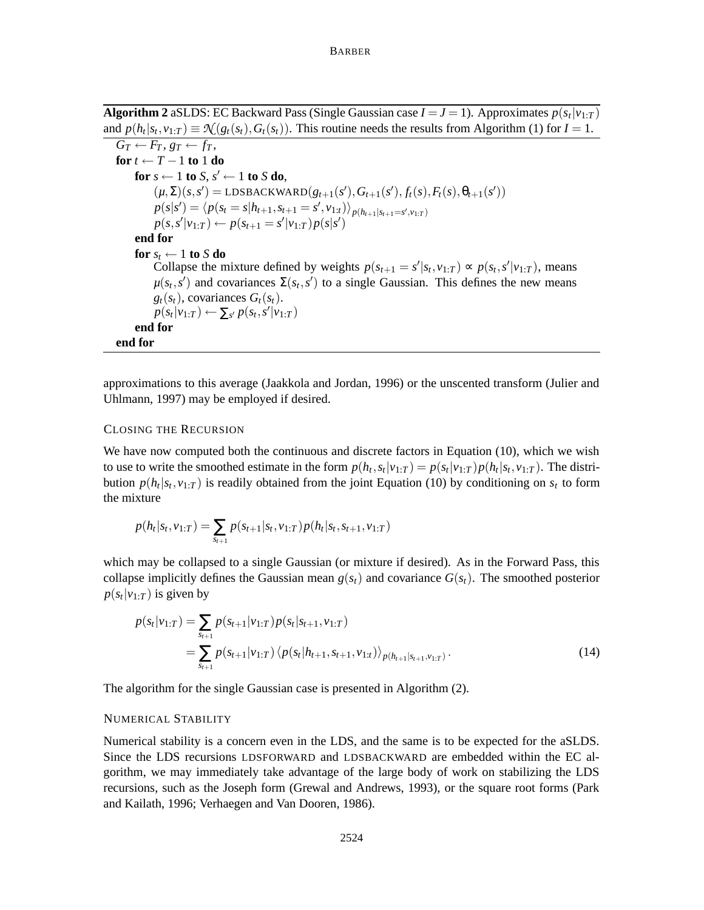**Algorithm 2** aSLDS: EC Backward Pass (Single Gaussian case $I = J = 1$). Approximates $p(s_t|v_{1:T})$ and $p(h_t|s_t, v_{1:T}) \equiv \mathcal{N}(g_t(s_t), G_t(s_t))$. This routine needs the results from Algorithm (1) for $I = 1$.

---

$G_T \leftarrow F_T$, $g_T \leftarrow f_T$,
**for** $t \leftarrow T-1$ **to** 1 **do**
  **for** $s \leftarrow 1$ **to** $S$, $s' \leftarrow 1$ **to** $S$ **do**,
    $(\mu, \Sigma)(s, s') = \text{LDSBACKWARD}(g_{t+1}(s'), G_{t+1}(s'), f_t(s), F_t(s), \theta_{t+1}(s'))$
    $p(s|s') = \langle p(s_t = s|h_{t+1}, s_{t+1} = s', v_{1:t}) \rangle_{p(h_{t+1}|s_{t+1}=s', v_{1:T})}$
    $p(s, s'|v_{1:T}) \leftarrow p(s_{t+1} = s'|v_{1:T}) p(s|s')$
  **end for**
  **for** $s_t \leftarrow 1$ **to** $S$ **do**
    Collapse the mixture defined by weights $p(s_{t+1} = s'|s_t, v_{1:T}) \propto p(s_t, s'|v_{1:T})$, means $\mu(s_t, s')$ and covariances $\Sigma(s_t, s')$ to a single Gaussian. This defines the new means $g_t(s_t)$, covariances $G_t(s_t)$.
    $p(s_t|v_{1:T}) \leftarrow \sum_{s'} p(s_t, s'|v_{1:T})$
  **end for**
**end for**

---

approximations to this average (Jaakkola and Jordan, 1996) or the unscented transform (Julier and Uhlmann, 1997) may be employed if desired.

### Closing the Recursion

We have now computed both the continuous and discrete factors in Equation (10), which we wish to use to write the smoothed estimate in the form $p(h_t, s_t|v_{1:T}) = p(s_t|v_{1:T})p(h_t|s_t, v_{1:T})$. The distribution $p(h_t|s_t, v_{1:T})$ is readily obtained from the joint Equation (10) by conditioning on $s_t$ to form the mixture

$$p(h_t|s_t, v_{1:T}) = \sum_{s_{t+1}} p(s_{t+1}|s_t, v_{1:T}) p(h_t|s_t, s_{t+1}, v_{1:T})$$

which may be collapsed to a single Gaussian (or mixture if desired). As in the Forward Pass, this collapse implicitly defines the Gaussian mean $g(s_t)$ and covariance $G(s_t)$. The smoothed posterior $p(s_t|v_{1:T})$ is given by

$$\begin{aligned} p(s_t|v_{1:T}) &= \sum_{s_{t+1}} p(s_{t+1}|v_{1:T}) p(s_t|s_{t+1}, v_{1:T}) \\ &= \sum_{s_{t+1}} p(s_{t+1}|v_{1:T}) \left\langle p(s_t|h_{t+1}, s_{t+1}, v_{1:t}) \right\rangle_{p(h_{t+1}|s_{t+1}, v_{1:T})}. \end{aligned} \tag{14}$$

The algorithm for the single Gaussian case is presented in Algorithm (2).

### Numerical Stability

Numerical stability is a concern even in the LDS, and the same is to be expected for the aSLDS. Since the LDS recursions LDSFORWARD and LDSBACKWARD are embedded within the EC algorithm, we may immediately take advantage of the large body of work on stabilizing the LDS recursions, such as the Joseph form (Grewal and Andrews, 1993), or the square root forms (Park and Kailath, 1996; Verhaegen and Van Dooren, 1986).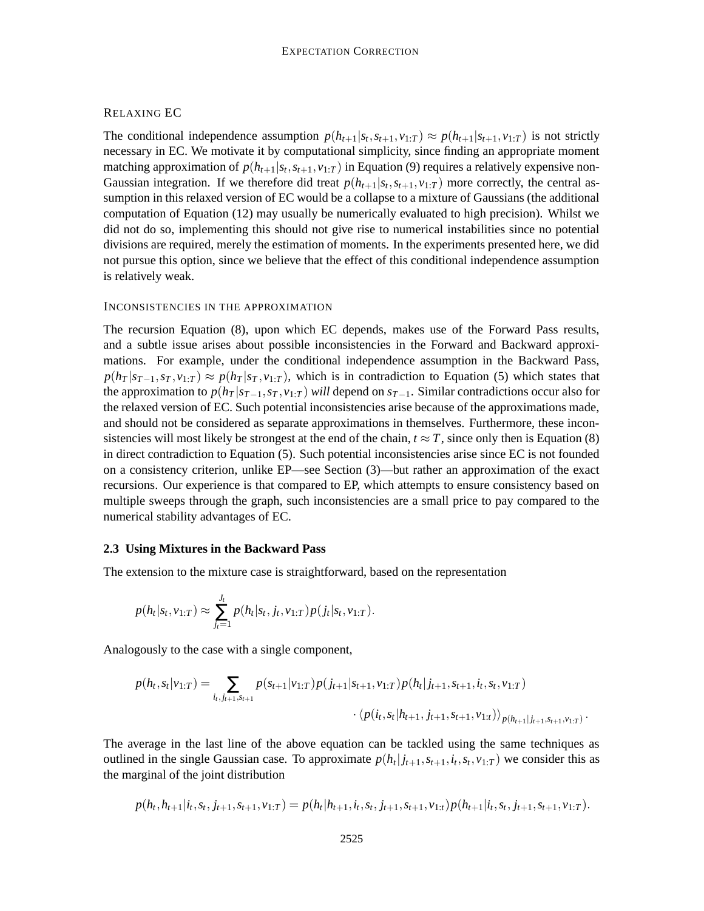#### Relaxing EC

The conditional independence assumption $p(h_{t+1}|s_t, s_{t+1}, v_{1:T}) \approx p(h_{t+1}|s_{t+1}, v_{1:T})$ is not strictly necessary in EC. We motivate it by computational simplicity, since finding an appropriate moment matching approximation of $p(h_{t+1}|s_t, s_{t+1}, v_{1:T})$ in Equation (9) requires a relatively expensive non-Gaussian integration. If we therefore did treat $p(h_{t+1}|s_t, s_{t+1}, v_{1:T})$ more correctly, the central assumption in this relaxed version of EC would be a collapse to a mixture of Gaussians (the additional computation of Equation (12) may usually be numerically evaluated to high precision). Whilst we did not do so, implementing this should not give rise to numerical instabilities since no potential divisions are required, merely the estimation of moments. In the experiments presented here, we did not pursue this option, since we believe that the effect of this conditional independence assumption is relatively weak.

#### Inconsistencies in the approximation

The recursion Equation (8), upon which EC depends, makes use of the Forward Pass results, and a subtle issue arises about possible inconsistencies in the Forward and Backward approximations. For example, under the conditional independence assumption in the Backward Pass, $p(h_T|s_{T-1}, s_T, v_{1:T}) \approx p(h_T|s_T, v_{1:T})$, which is in contradiction to Equation (5) which states that the approximation to $p(h_T|s_{T-1}, s_T, v_{1:T})$ *will* depend on $s_{T-1}$. Similar contradictions occur also for the relaxed version of EC. Such potential inconsistencies arise because of the approximations made, and should not be considered as separate approximations in themselves. Furthermore, these inconsistencies will most likely be strongest at the end of the chain, $t \approx T$, since only then is Equation (8) in direct contradiction to Equation (5). Such potential inconsistencies arise since EC is not founded on a consistency criterion, unlike EP—see Section (3)—but rather an approximation of the exact recursions. Our experience is that compared to EP, which attempts to ensure consistency based on multiple sweeps through the graph, such inconsistencies are a small price to pay compared to the numerical stability advantages of EC.

### 2.3 Using Mixtures in the Backward Pass

The extension to the mixture case is straightforward, based on the representation

$$p(h_t|s_t, v_{1:T}) \approx \sum_{j_t=1}^{J_t} p(h_t|s_t, j_t, v_{1:T}) p(j_t|s_t, v_{1:T}).$$

Analogously to the case with a single component,

$$p(h_t, s_t|v_{1:T}) = \sum_{i_t, j_{t+1}, s_{t+1}} p(s_{t+1}|v_{1:T}) p(j_{t+1}|s_{t+1}, v_{1:T}) p(h_t|j_{t+1}, s_{t+1}, i_t, s_t, v_{1:T}) \cdot \langle p(i_t, s_t|h_{t+1}, j_{t+1}, s_{t+1}, v_{1:t}) \rangle_{p(h_{t+1}|j_{t+1}, s_{t+1}, v_{1:T})}.$$

The average in the last line of the above equation can be tackled using the same techniques as outlined in the single Gaussian case. To approximate $p(h_t|j_{t+1}, s_{t+1}, i_t, s_t, v_{1:T})$ we consider this as the marginal of the joint distribution

$$p(h_t, h_{t+1}|i_t, s_t, j_{t+1}, s_{t+1}, v_{1:T}) = p(h_t|h_{t+1}, i_t, s_t, j_{t+1}, s_{t+1}, v_{1:t}) p(h_{t+1}|i_t, s_t, j_{t+1}, s_{t+1}, v_{1:T}).$$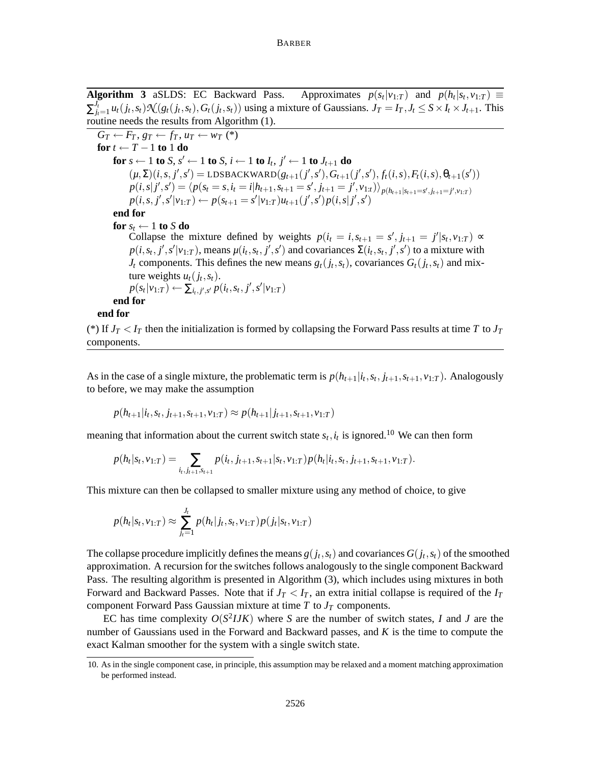**Algorithm 3** aSLDS: EC Backward Pass. Approximates $p(s_t|v_{1:T})$ and $p(h_t|s_t, v_{1:T}) \equiv \sum_{j_t=1}^{J_t} u_t(j_t, s_t)\mathcal{N}(g_t(j_t, s_t), G_t(j_t, s_t))$ using a mixture of Gaussians. $J_T = I_T, J_t \leq S \times I_t \times J_{t+1}$. This routine needs the results from Algorithm (1).

---

$G_T \leftarrow F_T$, $g_T \leftarrow f_T$, $u_T \leftarrow w_T$ (*)
**for** $t \leftarrow T-1$ **to** 1 **do**
  **for** $s \leftarrow 1$ **to** $S$, $s' \leftarrow 1$ **to** $S$, $i \leftarrow 1$ **to** $I_t$, $j' \leftarrow 1$ **to** $J_{t+1}$ **do**
    $(\mu, \Sigma)(i, s, j', s') = \text{LDSBACKWARD}(g_{t+1}(j', s'), G_{t+1}(j', s'), f_t(i, s), F_t(i, s), \theta_{t+1}(s'))$
    $p(i, s|j', s') = \langle p(s_t = s, i_t = i|h_{t+1}, s_{t+1} = s', j_{t+1} = j', v_{1:t}) \rangle_{p(h_{t+1}|s_{t+1}=s', j_{t+1}=j', v_{1:T})}$
    $p(i, s, j', s'|v_{1:T}) \leftarrow p(s_{t+1} = s'|v_{1:T}) u_{t+1}(j', s') p(i, s|j', s')$
  **end for**
  **for** $s_t \leftarrow 1$ **to** $S$ **do**
    Collapse the mixture defined by weights $p(i_t = i, s_{t+1} = s', j_{t+1} = j'|s_t, v_{1:T}) \propto p(i, s_t, j', s'|v_{1:T})$, means $\mu(i_t, s_t, j', s')$ and covariances $\Sigma(i_t, s_t, j', s')$ to a mixture with $J_t$ components. This defines the new means $g_t(j_t, s_t)$, covariances $G_t(j_t, s_t)$ and mixture weights $u_t(j_t, s_t)$.
    $p(s_t|v_{1:T}) \leftarrow \sum_{i_t, j', s'} p(i_t, s_t, j', s'|v_{1:T})$
  **end for**
**end for**

(*) If $J_T < I_T$ then the initialization is formed by collapsing the Forward Pass results at time $T$ to $J_T$ components.

---

As in the case of a single mixture, the problematic term is $p(h_{t+1}|i_t, s_t, j_{t+1}, s_{t+1}, v_{1:T})$. Analogously to before, we may make the assumption

$$p(h_{t+1}|i_t, s_t, j_{t+1}, s_{t+1}, v_{1:T}) \approx p(h_{t+1}|j_{t+1}, s_{t+1}, v_{1:T})$$

meaning that information about the current switch state $s_t, i_t$ is ignored.[10] We can then form

$$p(h_t|s_t, v_{1:T}) = \sum_{i_t, j_{t+1}, s_{t+1}} p(i_t, j_{t+1}, s_{t+1}|s_t, v_{1:T}) p(h_t|i_t, s_t, j_{t+1}, s_{t+1}, v_{1:T}).$$

This mixture can then be collapsed to smaller mixture using any method of choice, to give

$$p(h_t|s_t, v_{1:T}) \approx \sum_{j_t=1}^{J_t} p(h_t|j_t, s_t, v_{1:T}) p(j_t|s_t, v_{1:T})$$

The collapse procedure implicitly defines the means $g(j_t, s_t)$ and covariances $G(j_t, s_t)$ of the smoothed approximation. A recursion for the switches follows analogously to the single component Backward Pass. The resulting algorithm is presented in Algorithm (3), which includes using mixtures in both Forward and Backward Passes. Note that if $J_T < I_T$, an extra initial collapse is required of the $I_T$ component Forward Pass Gaussian mixture at time $T$ to $J_T$ components.

EC has time complexity $O(S^2 IJK)$ where $S$ are the number of switch states, $I$ and $J$ are the number of Gaussians used in the Forward and Backward passes, and $K$ is the time to compute the exact Kalman smoother for the system with a single switch state.

10. As in the single component case, in principle, this assumption may be relaxed and a moment matching approximation be performed instead.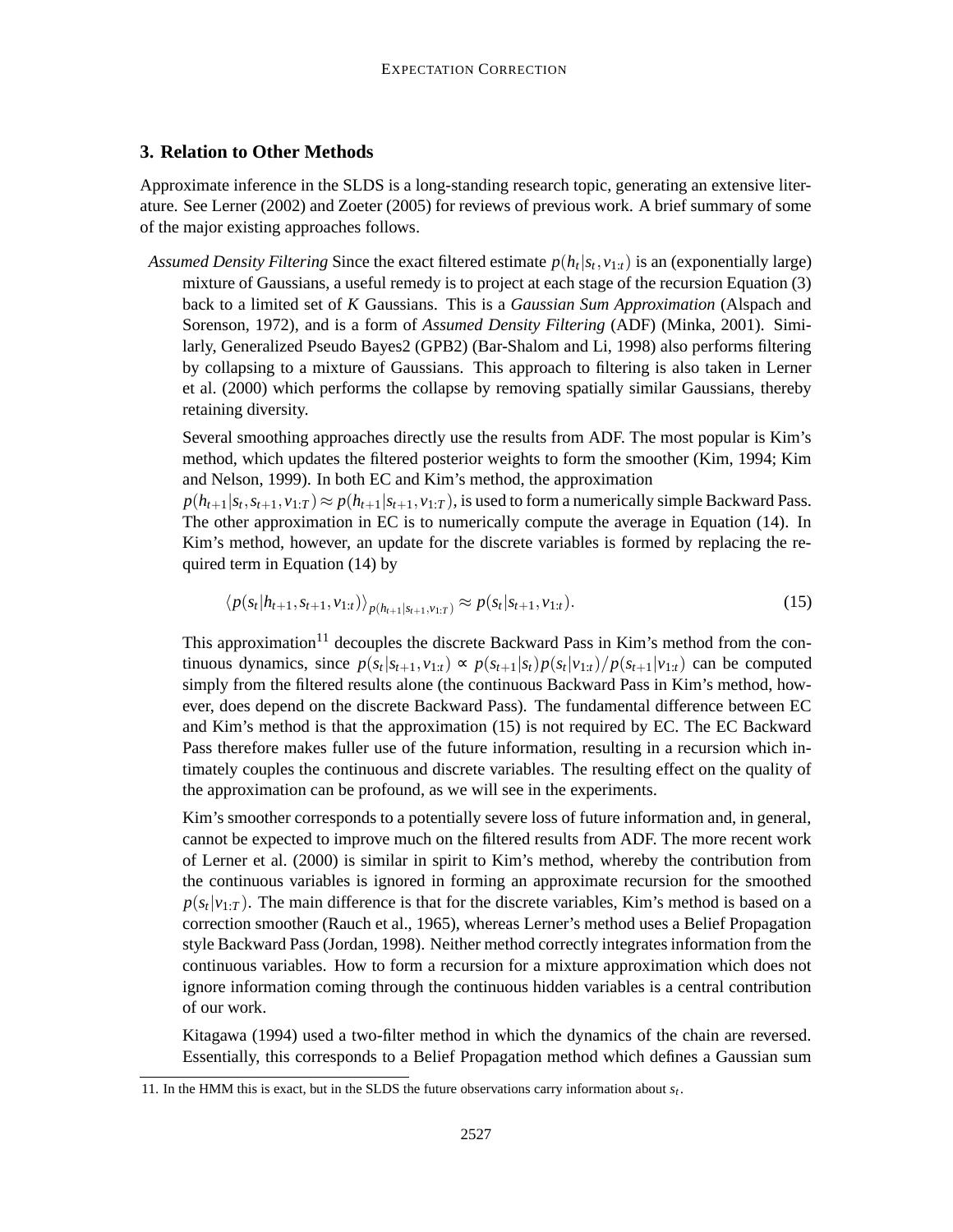## 3. Relation to Other Methods

Approximate inference in the SLDS is a long-standing research topic, generating an extensive literature. See Lerner (2002) and Zoeter (2005) for reviews of previous work. A brief summary of some of the major existing approaches follows.

*Assumed Density Filtering* Since the exact filtered estimate $p(h_t|s_t, v_{1:t})$ is an (exponentially large) mixture of Gaussians, a useful remedy is to project at each stage of the recursion Equation (3) back to a limited set of $K$ Gaussians. This is a *Gaussian Sum Approximation* (Alspach and Sorenson, 1972), and is a form of *Assumed Density Filtering* (ADF) (Minka, 2001). Similarly, Generalized Pseudo Bayes2 (GPB2) (Bar-Shalom and Li, 1998) also performs filtering by collapsing to a mixture of Gaussians. This approach to filtering is also taken in Lerner et al. (2000) which performs the collapse by removing spatially similar Gaussians, thereby retaining diversity.

Several smoothing approaches directly use the results from ADF. The most popular is Kim's method, which updates the filtered posterior weights to form the smoother (Kim, 1994; Kim and Nelson, 1999). In both EC and Kim's method, the approximation $p(h_{t+1}|s_t, s_{t+1}, v_{1:T}) \approx p(h_{t+1}|s_{t+1}, v_{1:T})$, is used to form a numerically simple Backward Pass. The other approximation in EC is to numerically compute the average in Equation (14). In Kim's method, however, an update for the discrete variables is formed by replacing the required term in Equation (14) by

$$\langle p(s_t|h_{t+1}, s_{t+1}, v_{1:t}) \rangle_{p(h_{t+1}|s_{t+1}, v_{1:T})} \approx p(s_t|s_{t+1}, v_{1:t}). \tag{15}$$

This approximation[11] decouples the discrete Backward Pass in Kim's method from the continuous dynamics, since $p(s_t|s_{t+1}, v_{1:t}) \propto p(s_{t+1}|s_t)p(s_t|v_{1:t})/p(s_{t+1}|v_{1:t})$ can be computed simply from the filtered results alone (the continuous Backward Pass in Kim's method, however, does depend on the discrete Backward Pass). The fundamental difference between EC and Kim's method is that the approximation (15) is not required by EC. The EC Backward Pass therefore makes fuller use of the future information, resulting in a recursion which intimately couples the continuous and discrete variables. The resulting effect on the quality of the approximation can be profound, as we will see in the experiments.

Kim's smoother corresponds to a potentially severe loss of future information and, in general, cannot be expected to improve much on the filtered results from ADF. The more recent work of Lerner et al. (2000) is similar in spirit to Kim's method, whereby the contribution from the continuous variables is ignored in forming an approximate recursion for the smoothed $p(s_t|v_{1:T})$. The main difference is that for the discrete variables, Kim's method is based on a correction smoother (Rauch et al., 1965), whereas Lerner's method uses a Belief Propagation style Backward Pass (Jordan, 1998). Neither method correctly integrates information from the continuous variables. How to form a recursion for a mixture approximation which does not ignore information coming through the continuous hidden variables is a central contribution of our work.

Kitagawa (1994) used a two-filter method in which the dynamics of the chain are reversed. Essentially, this corresponds to a Belief Propagation method which defines a Gaussian sum

11. In the HMM this is exact, but in the SLDS the future observations carry information about $s_t$.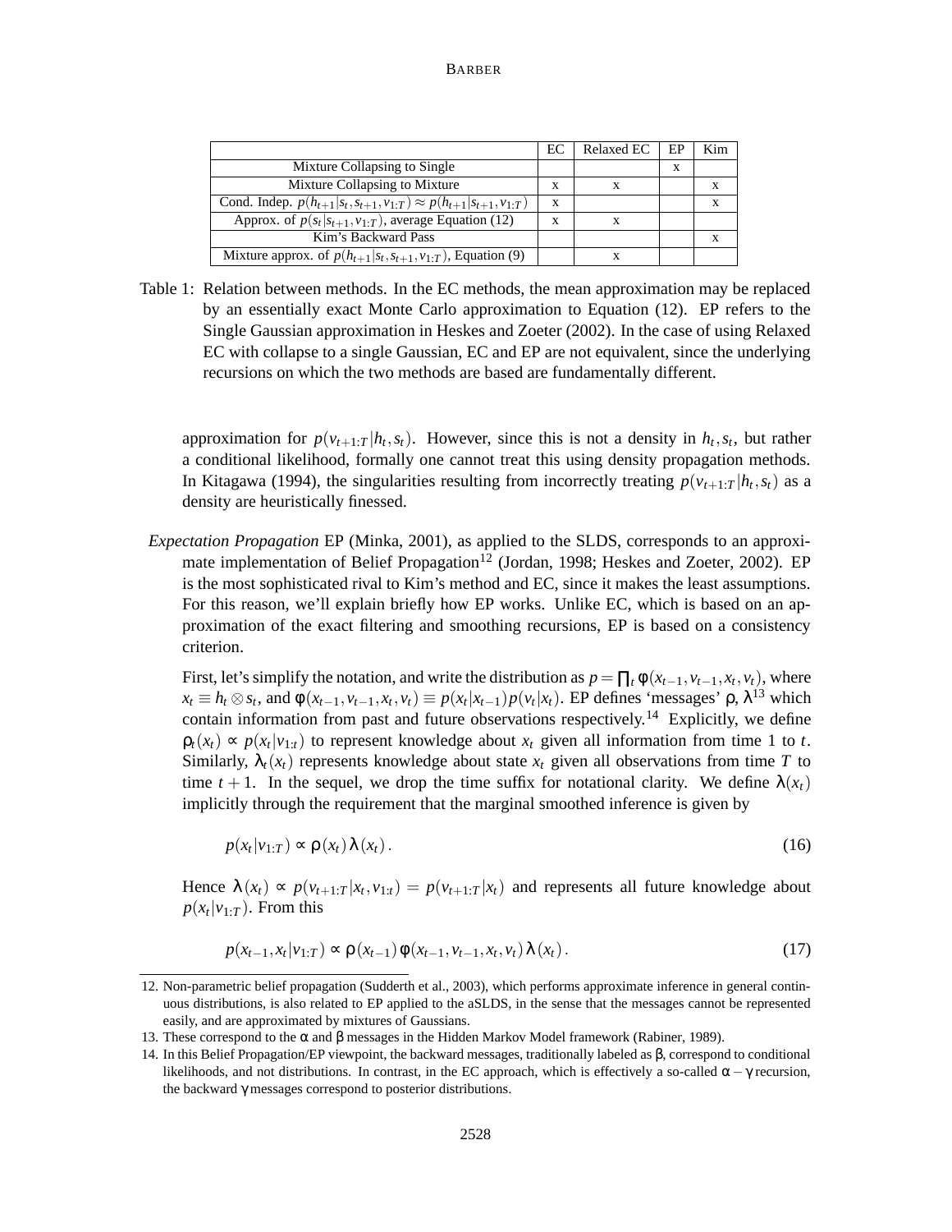| | EC | Relaxed EC | EP | Kim |
|---|---|---|---|---|
| Mixture Collapsing to Single | | | x | |
| Mixture Collapsing to Mixture | x | x | | x |
| Cond. Indep. $p(h_{t+1}\|s_t, s_{t+1}, v_{1:T}) \approx p(h_{t+1}\|s_{t+1}, v_{1:T})$ | x | | | x |
| Approx. of $p(s_t\|s_{t+1}, v_{1:T})$, average Equation (12) | x | x | | |
| Kim's Backward Pass | | | | x |
| Mixture approx. of $p(h_{t+1}\|s_t, s_{t+1}, v_{1:T})$, Equation (9) | | x | | |

Table 1: Relation between methods. In the EC methods, the mean approximation may be replaced by an essentially exact Monte Carlo approximation to Equation (12). EP refers to the Single Gaussian approximation in Heskes and Zoeter (2002). In the case of using Relaxed EC with collapse to a single Gaussian, EC and EP are not equivalent, since the underlying recursions on which the two methods are based are fundamentally different.

approximation for $p(v_{t+1:T}|h_t, s_t)$. However, since this is not a density in $h_t, s_t$, but rather a conditional likelihood, formally one cannot treat this using density propagation methods. In Kitagawa (1994), the singularities resulting from incorrectly treating $p(v_{t+1:T}|h_t, s_t)$ as a density are heuristically finessed.

*Expectation Propagation* EP (Minka, 2001), as applied to the SLDS, corresponds to an approximate implementation of Belief Propagation[12] (Jordan, 1998; Heskes and Zoeter, 2002). EP is the most sophisticated rival to Kim's method and EC, since it makes the least assumptions. For this reason, we'll explain briefly how EP works. Unlike EC, which is based on an approximation of the exact filtering and smoothing recursions, EP is based on a consistency criterion.

First, let's simplify the notation, and write the distribution as $p = \prod_t \phi(x_{t-1}, v_{t-1}, x_t, v_t)$, where $x_t \equiv h_t \otimes s_t$, and $\phi(x_{t-1}, v_{t-1}, x_t, v_t) \equiv p(x_t|x_{t-1})p(v_t|x_t)$. EP defines 'messages' $\rho$, $\lambda$[13] which contain information from past and future observations respectively.[14] Explicitly, we define $\rho_t(x_t) \propto p(x_t|v_{1:t})$ to represent knowledge about $x_t$ given all information from time 1 to $t$. Similarly, $\lambda_t(x_t)$ represents knowledge about state $x_t$ given all observations from time $T$ to time $t+1$. In the sequel, we drop the time suffix for notational clarity. We define $\lambda(x_t)$ implicitly through the requirement that the marginal smoothed inference is given by

$$p(x_t|v_{1:T}) \propto \rho(x_t)\lambda(x_t). \tag{16}$$

Hence $\lambda(x_t) \propto p(v_{t+1:T}|x_t, v_{1:t}) = p(v_{t+1:T}|x_t)$ and represents all future knowledge about $p(x_t|v_{1:T})$. From this

$$p(x_{t-1}, x_t|v_{1:T}) \propto \rho(x_{t-1})\phi(x_{t-1}, v_{t-1}, x_t, v_t)\lambda(x_t). \tag{17}$$

12. Non-parametric belief propagation (Sudderth et al., 2003), which performs approximate inference in general continuous distributions, is also related to EP applied to the aSLDS, in the sense that the messages cannot be represented easily, and are approximated by mixtures of Gaussians.

13. These correspond to the $\alpha$ and $\beta$ messages in the Hidden Markov Model framework (Rabiner, 1989).

14. In this Belief Propagation/EP viewpoint, the backward messages, traditionally labeled as $\beta$, correspond to conditional likelihoods, and not distributions. In contrast, in the EC approach, which is effectively a so-called $\alpha-\gamma$ recursion, the backward $\gamma$ messages correspond to posterior distributions.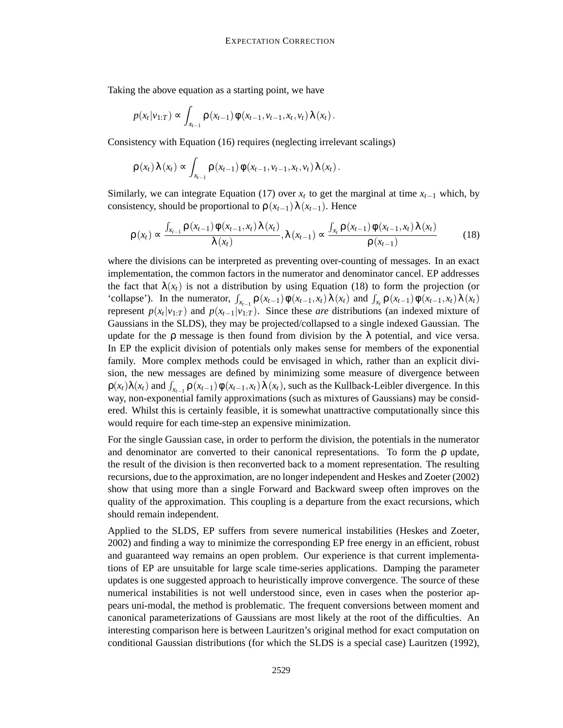Taking the above equation as a starting point, we have

$$p(x_t|v_{1:T}) \propto \int_{x_{t-1}} \rho(x_{t-1})\, \phi(x_{t-1}, v_{t-1}, x_t, v_t)\, \lambda(x_t)\,.$$

Consistency with Equation (16) requires (neglecting irrelevant scalings)

$$\rho(x_t)\, \lambda(x_t) \propto \int_{x_{t-1}} \rho(x_{t-1})\, \phi(x_{t-1}, v_{t-1}, x_t, v_t)\, \lambda(x_t)\,.$$

Similarly, we can integrate Equation (17) over $x_t$ to get the marginal at time $x_{t-1}$ which, by consistency, should be proportional to $\rho(x_{t-1})\,\lambda(x_{t-1})$. Hence

$$\rho(x_t) \propto \frac{\int_{x_{t-1}} \rho(x_{t-1})\, \phi(x_{t-1}, x_t)\, \lambda(x_t)}{\lambda(x_t)}, \lambda(x_{t-1}) \propto \frac{\int_{x_t} \rho(x_{t-1})\, \phi(x_{t-1}, x_t)\, \lambda(x_t)}{\rho(x_{t-1})} \tag{18}$$

where the divisions can be interpreted as preventing over-counting of messages. In an exact implementation, the common factors in the numerator and denominator cancel. EP addresses the fact that $\lambda(x_t)$ is not a distribution by using Equation (18) to form the projection (or 'collapse'). In the numerator, $\int_{x_{t-1}} \rho(x_{t-1})\, \phi(x_{t-1}, x_t)\, \lambda(x_t)$ and $\int_{x_t} \rho(x_{t-1})\, \phi(x_{t-1}, x_t)\, \lambda(x_t)$ represent $p(x_t|v_{1:T})$ and $p(x_{t-1}|v_{1:T})$. Since these *are* distributions (an indexed mixture of Gaussians in the SLDS), they may be projected/collapsed to a single indexed Gaussian. The update for the $\rho$ message is then found from division by the $\lambda$ potential, and vice versa. In EP the explicit division of potentials only makes sense for members of the exponential family. More complex methods could be envisaged in which, rather than an explicit division, the new messages are defined by minimizing some measure of divergence between $\rho(x_t)\lambda(x_t)$ and $\int_{x_{t-1}} \rho(x_{t-1})\, \phi(x_{t-1}, x_t)\, \lambda(x_t)$, such as the Kullback-Leibler divergence. In this way, non-exponential family approximations (such as mixtures of Gaussians) may be considered. Whilst this is certainly feasible, it is somewhat unattractive computationally since this would require for each time-step an expensive minimization.

For the single Gaussian case, in order to perform the division, the potentials in the numerator and denominator are converted to their canonical representations. To form the $\rho$ update, the result of the division is then reconverted back to a moment representation. The resulting recursions, due to the approximation, are no longer independent and Heskes and Zoeter (2002) show that using more than a single Forward and Backward sweep often improves on the quality of the approximation. This coupling is a departure from the exact recursions, which should remain independent.

Applied to the SLDS, EP suffers from severe numerical instabilities (Heskes and Zoeter, 2002) and finding a way to minimize the corresponding EP free energy in an efficient, robust and guaranteed way remains an open problem. Our experience is that current implementations of EP are unsuitable for large scale time-series applications. Damping the parameter updates is one suggested approach to heuristically improve convergence. The source of these numerical instabilities is not well understood since, even in cases when the posterior appears uni-modal, the method is problematic. The frequent conversions between moment and canonical parameterizations of Gaussians are most likely at the root of the difficulties. An interesting comparison here is between Lauritzen's original method for exact computation on conditional Gaussian distributions (for which the SLDS is a special case) Lauritzen (1992),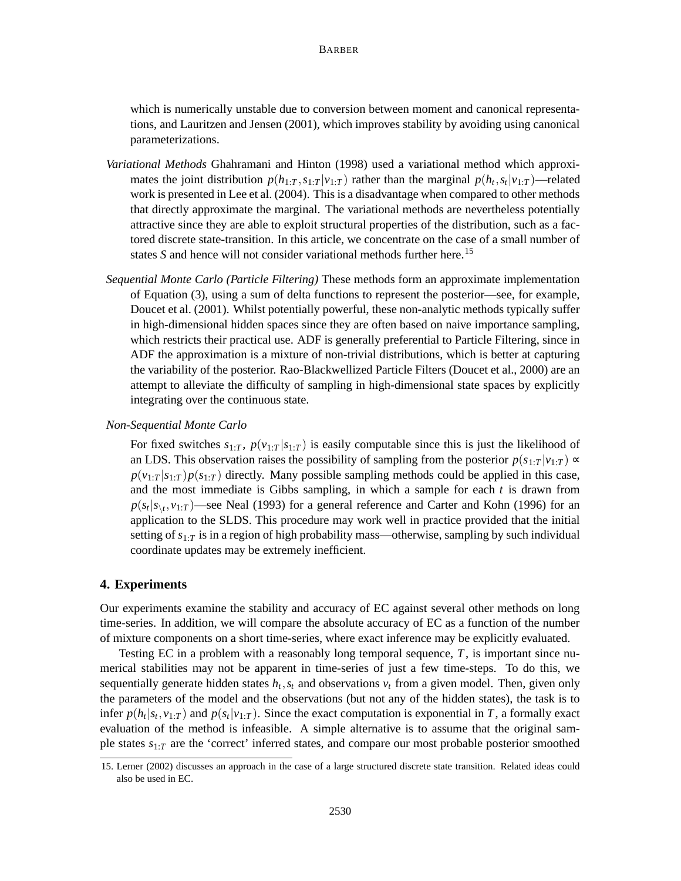which is numerically unstable due to conversion between moment and canonical representations, and Lauritzen and Jensen (2001), which improves stability by avoiding using canonical parameterizations.

*Variational Methods* Ghahramani and Hinton (1998) used a variational method which approximates the joint distribution $p(h_{1:T}, s_{1:T}|v_{1:T})$ rather than the marginal $p(h_t, s_t|v_{1:T})$—related work is presented in Lee et al. (2004). This is a disadvantage when compared to other methods that directly approximate the marginal. The variational methods are nevertheless potentially attractive since they are able to exploit structural properties of the distribution, such as a factored discrete state-transition. In this article, we concentrate on the case of a small number of states $S$ and hence will not consider variational methods further here.[15]

*Sequential Monte Carlo (Particle Filtering)* These methods form an approximate implementation of Equation (3), using a sum of delta functions to represent the posterior—see, for example, Doucet et al. (2001). Whilst potentially powerful, these non-analytic methods typically suffer in high-dimensional hidden spaces since they are often based on naive importance sampling, which restricts their practical use. ADF is generally preferential to Particle Filtering, since in ADF the approximation is a mixture of non-trivial distributions, which is better at capturing the variability of the posterior. Rao-Blackwellized Particle Filters (Doucet et al., 2000) are an attempt to alleviate the difficulty of sampling in high-dimensional state spaces by explicitly integrating over the continuous state.

*Non-Sequential Monte Carlo*

For fixed switches $s_{1:T}$, $p(v_{1:T}|s_{1:T})$ is easily computable since this is just the likelihood of an LDS. This observation raises the possibility of sampling from the posterior $p(s_{1:T}|v_{1:T}) \propto p(v_{1:T}|s_{1:T})p(s_{1:T})$ directly. Many possible sampling methods could be applied in this case, and the most immediate is Gibbs sampling, in which a sample for each $t$ is drawn from $p(s_t|s_{\setminus t}, v_{1:T})$—see Neal (1993) for a general reference and Carter and Kohn (1996) for an application to the SLDS. This procedure may work well in practice provided that the initial setting of $s_{1:T}$ is in a region of high probability mass—otherwise, sampling by such individual coordinate updates may be extremely inefficient.

## 4. Experiments

Our experiments examine the stability and accuracy of EC against several other methods on long time-series. In addition, we will compare the absolute accuracy of EC as a function of the number of mixture components on a short time-series, where exact inference may be explicitly evaluated.

Testing EC in a problem with a reasonably long temporal sequence, $T$, is important since numerical stabilities may not be apparent in time-series of just a few time-steps. To do this, we sequentially generate hidden states $h_t, s_t$ and observations $v_t$ from a given model. Then, given only the parameters of the model and the observations (but not any of the hidden states), the task is to infer $p(h_t|s_t, v_{1:T})$ and $p(s_t|v_{1:T})$. Since the exact computation is exponential in $T$, a formally exact evaluation of the method is infeasible. A simple alternative is to assume that the original sample states $s_{1:T}$ are the 'correct' inferred states, and compare our most probable posterior smoothed

15. Lerner (2002) discusses an approach in the case of a large structured discrete state transition. Related ideas could also be used in EC.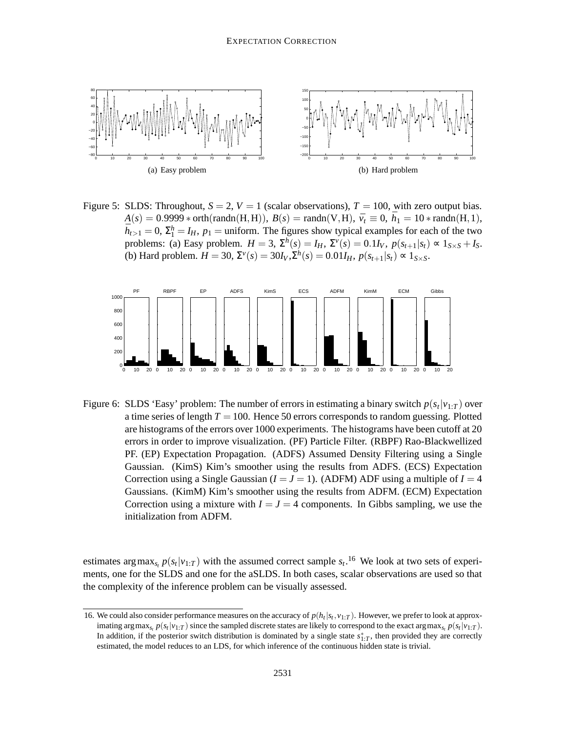(a) Easy problem

(b) Hard problem

Figure 5: SLDS: Throughout, $S = 2$, $V = 1$ (scalar observations), $T = 100$, with zero output bias. $A(s) = 0.9999 * \text{orth}(\text{randn}(H,H))$, $B(s) = \text{randn}(V,H)$, $\bar{v}_t \equiv 0$, $\bar{h}_1 = 10 * \text{randn}(H,1)$, $\bar{h}_{t>1} = 0$, $\Sigma^h_1 = I_H$, $p_1 = $ uniform. The figures show typical examples for each of the two problems: (a) Easy problem. $H = 3$, $\Sigma^h(s) = I_H$, $\Sigma^v(s) = 0.1I_V$, $p(s_{t+1}|s_t) \propto 1_{S\times S} + I_S$. (b) Hard problem. $H = 30$, $\Sigma^v(s) = 30I_V$, $\Sigma^h(s) = 0.01I_H$, $p(s_{t+1}|s_t) \propto 1_{S\times S}$.

Figure 6: SLDS 'Easy' problem: The number of errors in estimating a binary switch $p(s_t|v_{1:T})$ over a time series of length $T = 100$. Hence 50 errors corresponds to random guessing. Plotted are histograms of the errors over 1000 experiments. The histograms have been cutoff at 20 errors in order to improve visualization. (PF) Particle Filter. (RBPF) Rao-Blackwellized PF. (EP) Expectation Propagation. (ADFS) Assumed Density Filtering using a Single Gaussian. (KimS) Kim's smoother using the results from ADFS. (ECS) Expectation Correction using a Single Gaussian ($I = J = 1$). (ADFM) ADF using a multiple of $I = 4$ Gaussians. (KimM) Kim's smoother using the results from ADFM. (ECM) Expectation Correction using a mixture with $I = J = 4$ components. In Gibbs sampling, we use the initialization from ADFM.

estimates $\arg\max_{s_t} p(s_t|v_{1:T})$ with the assumed correct sample $s_t$.[16] We look at two sets of experiments, one for the SLDS and one for the aSLDS. In both cases, scalar observations are used so that the complexity of the inference problem can be visually assessed.

16. We could also consider performance measures on the accuracy of $p(h_t|s_t, v_{1:T})$. However, we prefer to look at approximating $\arg\max_{s_t} p(s_t|v_{1:T})$ since the sampled discrete states are likely to correspond to the exact $\arg\max_{s_t} p(s_t|v_{1:T})$. In addition, if the posterior switch distribution is dominated by a single state $s^*_{1:T}$, then provided they are correctly estimated, the model reduces to an LDS, for which inference of the continuous hidden state is trivial.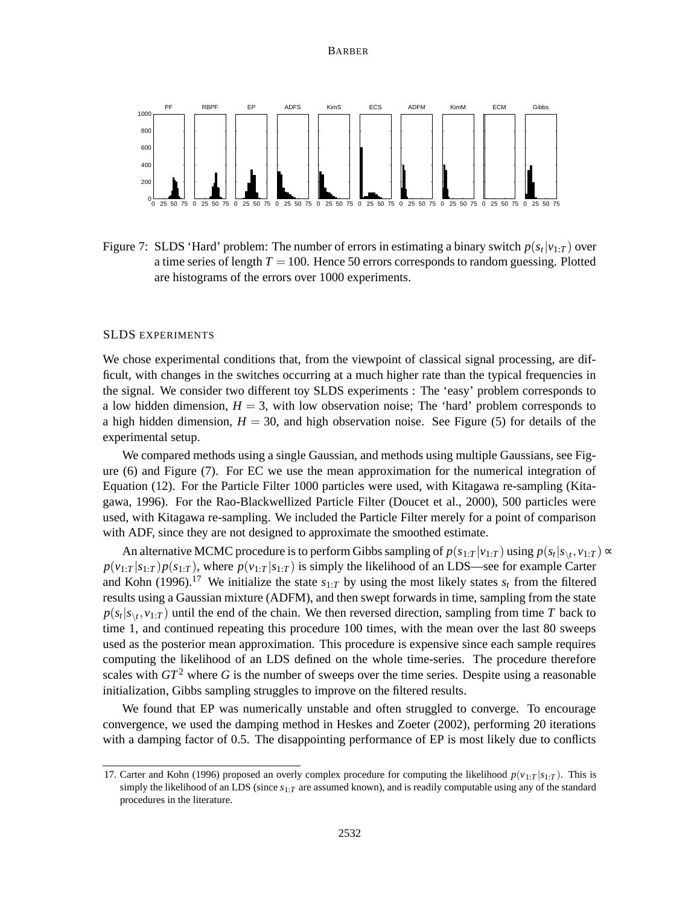Figure 7: SLDS 'Hard' problem: The number of errors in estimating a binary switch $p(s_t|v_{1:T})$ over a time series of length $T = 100$. Hence 50 errors corresponds to random guessing. Plotted are histograms of the errors over 1000 experiments.

### SLDS EXPERIMENTS

We chose experimental conditions that, from the viewpoint of classical signal processing, are difficult, with changes in the switches occurring at a much higher rate than the typical frequencies in the signal. We consider two different toy SLDS experiments : The 'easy' problem corresponds to a low hidden dimension, $H = 3$, with low observation noise; The 'hard' problem corresponds to a high hidden dimension, $H = 30$, and high observation noise. See Figure (5) for details of the experimental setup.

We compared methods using a single Gaussian, and methods using multiple Gaussians, see Figure (6) and Figure (7). For EC we use the mean approximation for the numerical integration of Equation (12). For the Particle Filter 1000 particles were used, with Kitagawa re-sampling (Kitagawa, 1996). For the Rao-Blackwellized Particle Filter (Doucet et al., 2000), 500 particles were used, with Kitagawa re-sampling. We included the Particle Filter merely for a point of comparison with ADF, since they are not designed to approximate the smoothed estimate.

An alternative MCMC procedure is to perform Gibbs sampling of $p(s_{1:T}|v_{1:T})$ using $p(s_t|s_{\setminus t}, v_{1:T}) \propto p(v_{1:T}|s_{1:T})p(s_{1:T})$, where $p(v_{1:T}|s_{1:T})$ is simply the likelihood of an LDS—see for example Carter and Kohn (1996).[17] We initialize the state $s_{1:T}$ by using the most likely states $s_t$ from the filtered results using a Gaussian mixture (ADFM), and then swept forwards in time, sampling from the state $p(s_t|s_{\setminus t}, v_{1:T})$ until the end of the chain. We then reversed direction, sampling from time $T$ back to time 1, and continued repeating this procedure 100 times, with the mean over the last 80 sweeps used as the posterior mean approximation. This procedure is expensive since each sample requires computing the likelihood of an LDS defined on the whole time-series. The procedure therefore scales with $GT^2$ where $G$ is the number of sweeps over the time series. Despite using a reasonable initialization, Gibbs sampling struggles to improve on the filtered results.

We found that EP was numerically unstable and often struggled to converge. To encourage convergence, we used the damping method in Heskes and Zoeter (2002), performing 20 iterations with a damping factor of 0.5. The disappointing performance of EP is most likely due to conflicts

17. Carter and Kohn (1996) proposed an overly complex procedure for computing the likelihood $p(v_{1:T}|s_{1:T})$. This is simply the likelihood of an LDS (since $s_{1:T}$ are assumed known), and is readily computable using any of the standard procedures in the literature.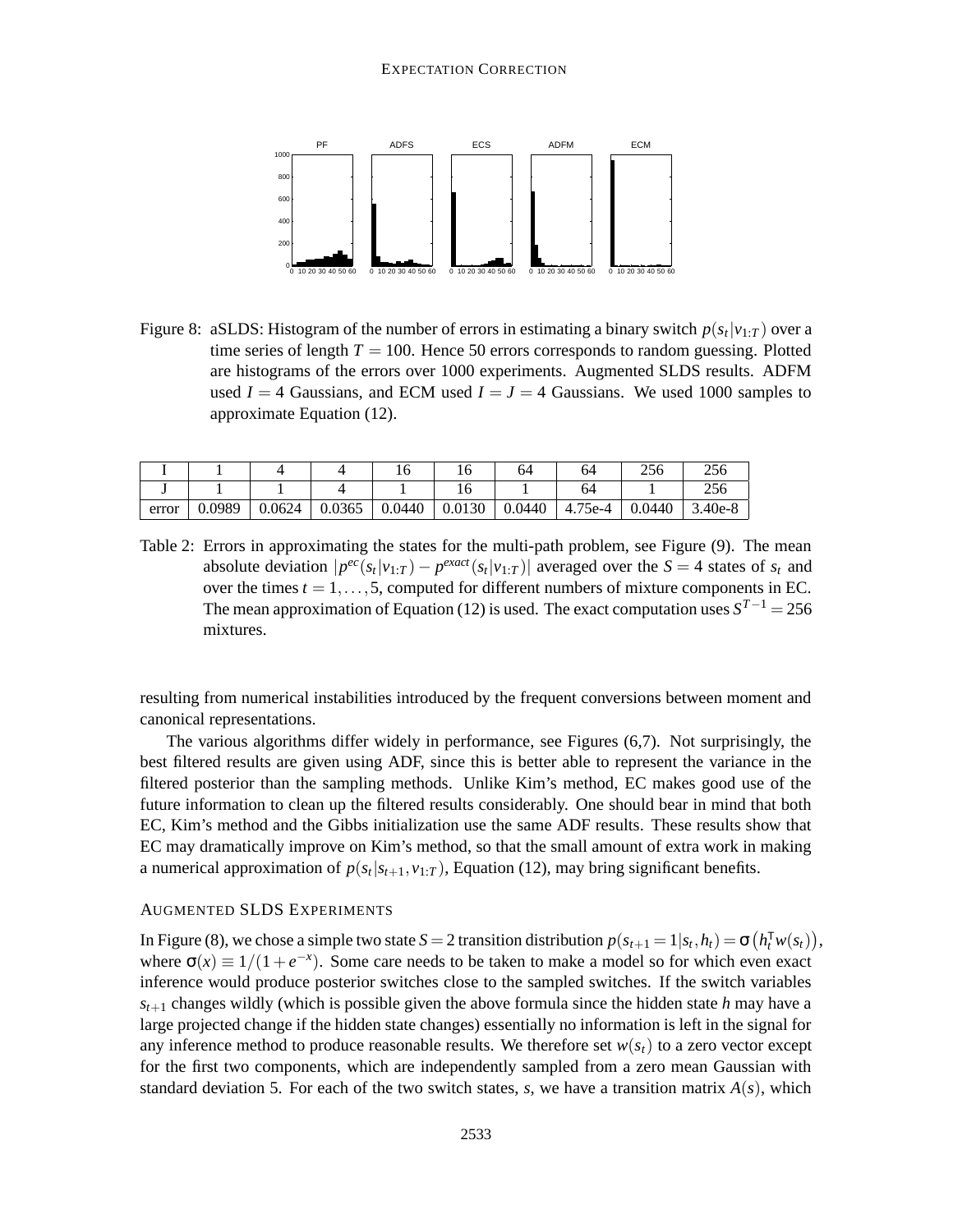Figure 8: aSLDS: Histogram of the number of errors in estimating a binary switch $p(s_t|v_{1:T})$ over a time series of length $T = 100$. Hence 50 errors corresponds to random guessing. Plotted are histograms of the errors over 1000 experiments. Augmented SLDS results. ADFM used $I = 4$ Gaussians, and ECM used $I = J = 4$ Gaussians. We used 1000 samples to approximate Equation (12).

| I | 1 | 4 | 4 | 16 | 16 | 64 | 64 | 256 | 256 |
|---|---|---|---|---|---|---|---|---|---|
| J | 1 | 1 | 4 | 1 | 16 | 1 | 64 | 1 | 256 |
| error | 0.0989 | 0.0624 | 0.0365 | 0.0440 | 0.0130 | 0.0440 | 4.75e-4 | 0.0440 | 3.40e-8 |

Table 2: Errors in approximating the states for the multi-path problem, see Figure (9). The mean absolute deviation $|p^{ec}(s_t|v_{1:T}) - p^{exact}(s_t|v_{1:T})|$ averaged over the $S = 4$ states of $s_t$ and over the times $t = 1, \ldots, 5$, computed for different numbers of mixture components in EC. The mean approximation of Equation (12) is used. The exact computation uses $S^{T-1} = 256$ mixtures.

resulting from numerical instabilities introduced by the frequent conversions between moment and canonical representations.

The various algorithms differ widely in performance, see Figures (6,7). Not surprisingly, the best filtered results are given using ADF, since this is better able to represent the variance in the filtered posterior than the sampling methods. Unlike Kim's method, EC makes good use of the future information to clean up the filtered results considerably. One should bear in mind that both EC, Kim's method and the Gibbs initialization use the same ADF results. These results show that EC may dramatically improve on Kim's method, so that the small amount of extra work in making a numerical approximation of $p(s_t|s_{t+1}, v_{1:T})$, Equation (12), may bring significant benefits.

### Augmented SLDS Experiments

In Figure (8), we chose a simple two state $S = 2$ transition distribution $p(s_{t+1} = 1|s_t, h_t) = \sigma\left(h_t^{\mathsf{T}} w(s_t)\right)$, where $\sigma(x) \equiv 1/(1 + e^{-x})$. Some care needs to be taken to make a model so for which even exact inference would produce posterior switches close to the sampled switches. If the switch variables $s_{t+1}$ changes wildly (which is possible given the above formula since the hidden state $h$ may have a large projected change if the hidden state changes) essentially no information is left in the signal for any inference method to produce reasonable results. We therefore set $w(s_t)$ to a zero vector except for the first two components, which are independently sampled from a zero mean Gaussian with standard deviation 5. For each of the two switch states, $s$, we have a transition matrix $A(s)$, which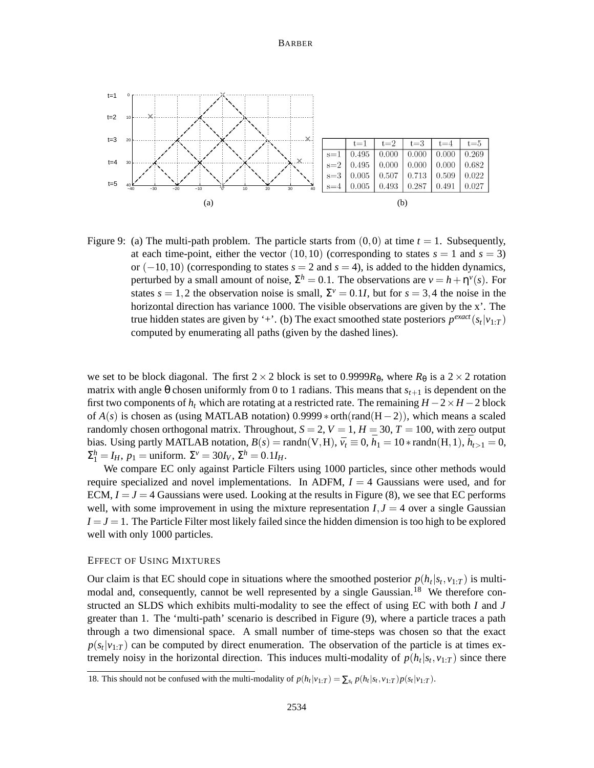|  | t=1 | t=2 | t=3 | t=4 | t=5 |
|---|---|---|---|---|---|
| s=1 | 0.495 | 0.000 | 0.000 | 0.000 | 0.269 |
| s=2 | 0.495 | 0.000 | 0.000 | 0.000 | 0.682 |
| s=3 | 0.005 | 0.507 | 0.713 | 0.509 | 0.022 |
| s=4 | 0.005 | 0.493 | 0.287 | 0.491 | 0.027 |

(a) (b)

Figure 9: (a) The multi-path problem. The particle starts from $(0,0)$ at time $t = 1$. Subsequently, at each time-point, either the vector $(10,10)$ (corresponding to states $s = 1$ and $s = 3$) or $(-10,10)$ (corresponding to states $s = 2$ and $s = 4$), is added to the hidden dynamics, perturbed by a small amount of noise, $\Sigma^h = 0.1$. The observations are $v = h + \eta^v(s)$. For states $s = 1,2$ the observation noise is small, $\Sigma^v = 0.1I$, but for $s = 3,4$ the noise in the horizontal direction has variance 1000. The visible observations are given by the x'. The true hidden states are given by '+'. (b) The exact smoothed state posteriors $p^{exact}(s_t|v_{1:T})$ computed by enumerating all paths (given by the dashed lines).

we set to be block diagonal. The first $2\times 2$ block is set to $0.9999R_\theta$, where $R_\theta$ is a $2\times 2$ rotation matrix with angle $\theta$ chosen uniformly from 0 to 1 radians. This means that $s_{t+1}$ is dependent on the first two components of $h_t$ which are rotating at a restricted rate. The remaining $H-2\times H-2$ block of $A(s)$ is chosen as (using MATLAB notation) $0.9999 * \text{orth}(\text{rand}(\text{H}-2))$, which means a scaled randomly chosen orthogonal matrix. Throughout, $S = 2$, $V = 1$, $H = 30$, $T = 100$, with zero output bias. Using partly MATLAB notation, $B(s) = \text{randn}(\text{V},\text{H})$, $\bar{v}_t \equiv 0$, $\bar{h}_1 = 10 * \text{randn}(\text{H},1)$, $\bar{h}_{t>1} = 0$, $\Sigma^h_1 = I_H$, $p_1 = $ uniform. $\Sigma^v = 30I_V$, $\Sigma^h = 0.1I_H$.

We compare EC only against Particle Filters using 1000 particles, since other methods would require specialized and novel implementations. In ADFM, $I = 4$ Gaussians were used, and for ECM, $I = J = 4$ Gaussians were used. Looking at the results in Figure (8), we see that EC performs well, with some improvement in using the mixture representation $I,J = 4$ over a single Gaussian $I = J = 1$. The Particle Filter most likely failed since the hidden dimension is too high to be explored well with only 1000 particles.

### Effect of Using Mixtures

Our claim is that EC should cope in situations where the smoothed posterior $p(h_t|s_t,v_{1:T})$ is multi-modal and, consequently, cannot be well represented by a single Gaussian.[18] We therefore constructed an SLDS which exhibits multi-modality to see the effect of using EC with both $I$ and $J$ greater than 1. The 'multi-path' scenario is described in Figure (9), where a particle traces a path through a two dimensional space. A small number of time-steps was chosen so that the exact $p(s_t|v_{1:T})$ can be computed by direct enumeration. The observation of the particle is at times extremely noisy in the horizontal direction. This induces multi-modality of $p(h_t|s_t,v_{1:T})$ since there

18. This should not be confused with the multi-modality of $p(h_t|v_{1:T}) = \sum_{s_t} p(h_t|s_t,v_{1:T})p(s_t|v_{1:T})$.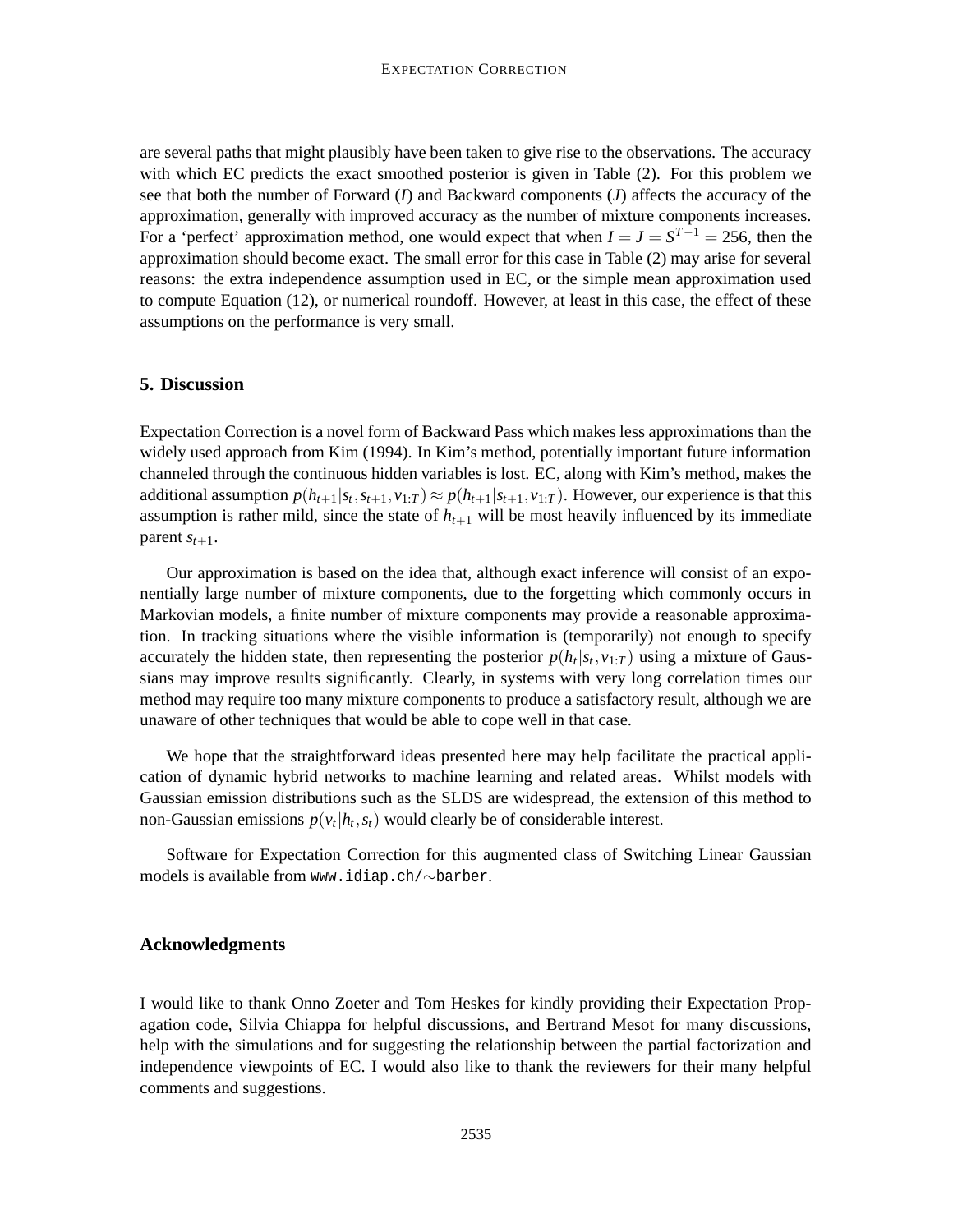are several paths that might plausibly have been taken to give rise to the observations. The accuracy with which EC predicts the exact smoothed posterior is given in Table (2). For this problem we see that both the number of Forward ($I$) and Backward components ($J$) affects the accuracy of the approximation, generally with improved accuracy as the number of mixture components increases. For a 'perfect' approximation method, one would expect that when $I = J = S^{T-1} = 256$, then the approximation should become exact. The small error for this case in Table (2) may arise for several reasons: the extra independence assumption used in EC, or the simple mean approximation used to compute Equation (12), or numerical roundoff. However, at least in this case, the effect of these assumptions on the performance is very small.

## 5. Discussion

Expectation Correction is a novel form of Backward Pass which makes less approximations than the widely used approach from Kim (1994). In Kim's method, potentially important future information channeled through the continuous hidden variables is lost. EC, along with Kim's method, makes the additional assumption $p(h_{t+1}|s_t, s_{t+1}, v_{1:T}) \approx p(h_{t+1}|s_{t+1}, v_{1:T})$. However, our experience is that this assumption is rather mild, since the state of $h_{t+1}$ will be most heavily influenced by its immediate parent $s_{t+1}$.

Our approximation is based on the idea that, although exact inference will consist of an exponentially large number of mixture components, due to the forgetting which commonly occurs in Markovian models, a finite number of mixture components may provide a reasonable approximation. In tracking situations where the visible information is (temporarily) not enough to specify accurately the hidden state, then representing the posterior $p(h_t|s_t, v_{1:T})$ using a mixture of Gaussians may improve results significantly. Clearly, in systems with very long correlation times our method may require too many mixture components to produce a satisfactory result, although we are unaware of other techniques that would be able to cope well in that case.

We hope that the straightforward ideas presented here may help facilitate the practical application of dynamic hybrid networks to machine learning and related areas. Whilst models with Gaussian emission distributions such as the SLDS are widespread, the extension of this method to non-Gaussian emissions $p(v_t|h_t, s_t)$ would clearly be of considerable interest.

Software for Expectation Correction for this augmented class of Switching Linear Gaussian models is available from `www.idiap.ch/∼barber`.

## Acknowledgments

I would like to thank Onno Zoeter and Tom Heskes for kindly providing their Expectation Propagation code, Silvia Chiappa for helpful discussions, and Bertrand Mesot for many discussions, help with the simulations and for suggesting the relationship between the partial factorization and independence viewpoints of EC. I would also like to thank the reviewers for their many helpful comments and suggestions.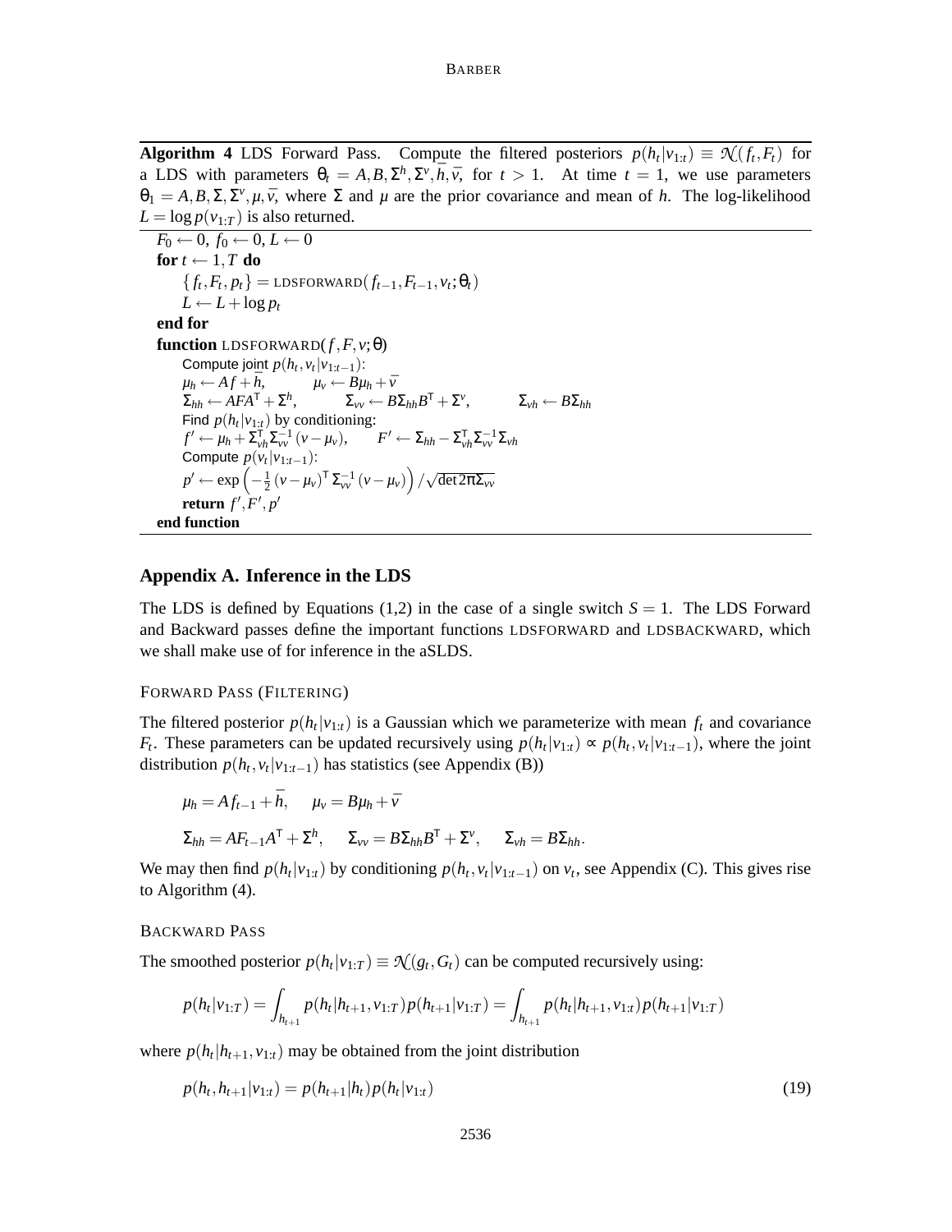**Algorithm 4** LDS Forward Pass. Compute the filtered posteriors $p(h_t|v_{1:t}) \equiv \mathcal{N}(f_t, F_t)$ for a LDS with parameters $\theta_t = A, B, \Sigma^h, \Sigma^v, \bar{h}, \bar{v}$, for $t > 1$. At time $t = 1$, we use parameters $\theta_1 = A, B, \Sigma, \Sigma^v, \mu, \bar{v}$, where $\Sigma$ and $\mu$ are the prior covariance and mean of $h$. The log-likelihood $L = \log p(v_{1:T})$ is also returned.

```
F_0 ← 0, f_0 ← 0, L ← 0
for t ← 1, T do
    {f_t, F_t, p_t} = LDSFORWARD(f_{t−1}, F_{t−1}, v_t; θ_t)
    L ← L + log p_t
end for
function LDSFORWARD(f, F, v; θ)
    Compute joint p(h_t, v_t | v_{1:t−1}):
    μ_h ← A f + h̄,        μ_v ← B μ_h + v̄
    Σ_hh ← A F A^T + Σ^h,     Σ_vv ← B Σ_hh B^T + Σ^v,     Σ_vh ← B Σ_hh
    Find p(h_t | v_{1:t}) by conditioning:
    f' ← μ_h + Σ_vh^T Σ_vv^{−1} (v − μ_v),     F' ← Σ_hh − Σ_vh^T Σ_vv^{−1} Σ_vh
    Compute p(v_t | v_{1:t−1}):
    p' ← exp( −1/2 (v − μ_v)^T Σ_vv^{−1} (v − μ_v) ) / sqrt(det 2π Σ_vv)
    return f', F', p'
end function
```

## Appendix A. Inference in the LDS

The LDS is defined by Equations (1,2) in the case of a single switch $S = 1$. The LDS Forward and Backward passes define the important functions LDSFORWARD and LDSBACKWARD, which we shall make use of for inference in the aSLDS.

### Forward Pass (Filtering)

The filtered posterior $p(h_t|v_{1:t})$ is a Gaussian which we parameterize with mean $f_t$ and covariance $F_t$. These parameters can be updated recursively using $p(h_t|v_{1:t}) \propto p(h_t, v_t|v_{1:t-1})$, where the joint distribution $p(h_t, v_t|v_{1:t-1})$ has statistics (see Appendix (B))

$$\mu_h = A f_{t-1} + \bar{h}, \quad \mu_v = B\mu_h + \bar{v}$$

$$\Sigma_{hh} = A F_{t-1} A^\mathsf{T} + \Sigma^h, \quad \Sigma_{vv} = B\Sigma_{hh}B^\mathsf{T} + \Sigma^v, \quad \Sigma_{vh} = B\Sigma_{hh}.$$

We may then find $p(h_t|v_{1:t})$ by conditioning $p(h_t, v_t|v_{1:t-1})$ on $v_t$, see Appendix (C). This gives rise to Algorithm (4).

### Backward Pass

The smoothed posterior $p(h_t|v_{1:T}) \equiv \mathcal{N}(g_t, G_t)$ can be computed recursively using:

$$p(h_t|v_{1:T}) = \int_{h_{t+1}} p(h_t|h_{t+1}, v_{1:T})p(h_{t+1}|v_{1:T}) = \int_{h_{t+1}} p(h_t|h_{t+1}, v_{1:t})p(h_{t+1}|v_{1:T})$$

where $p(h_t|h_{t+1}, v_{1:t})$ may be obtained from the joint distribution

$$p(h_t, h_{t+1}|v_{1:t}) = p(h_{t+1}|h_t)p(h_t|v_{1:t}) \tag{19}$$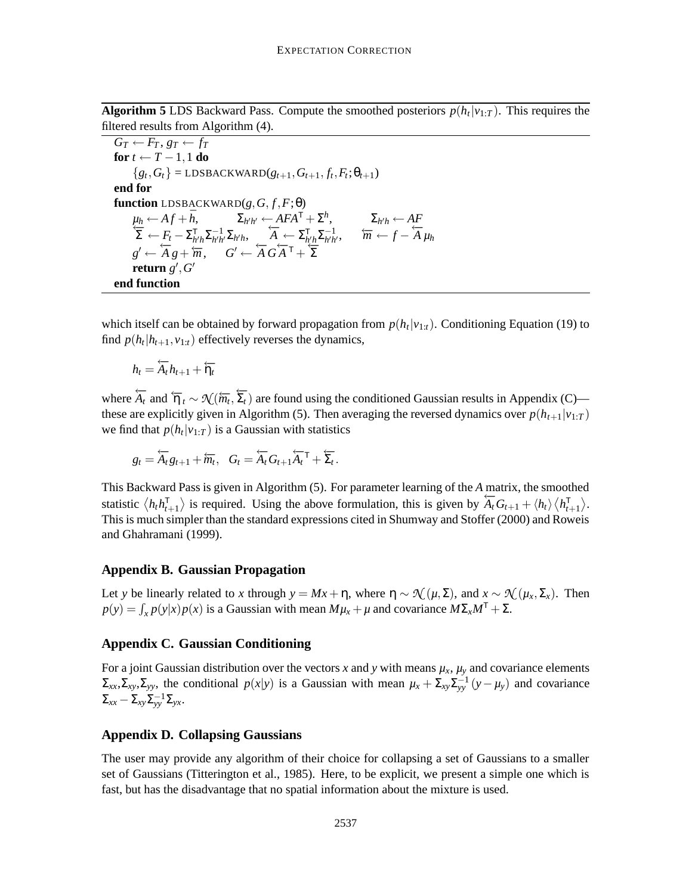**Algorithm 5** LDS Backward Pass. Compute the smoothed posteriors $p(h_t|v_{1:T})$. This requires the filtered results from Algorithm (4).

$G_T \leftarrow F_T$, $g_T \leftarrow f_T$
**for** $t \leftarrow T-1, 1$ **do**
  $\{g_t, G_t\}$ = LDSBACKWARD($g_{t+1}, G_{t+1}, f_t, F_t; \theta_{t+1}$)
**end for**
**function** LDSBACKWARD($g, G, f, F; \theta$)
  $\mu_h \leftarrow Af + \bar{h}$,  $\Sigma_{h'h'} \leftarrow AFA^{\mathsf{T}} + \Sigma^h$,  $\Sigma_{h'h} \leftarrow AF$
  $\overleftarrow{\Sigma} \leftarrow F_t - \Sigma_{h'h}^{\mathsf{T}} \Sigma_{h'h'}^{-1} \Sigma_{h'h}$,  $\overleftarrow{A} \leftarrow \Sigma_{h'h}^{\mathsf{T}} \Sigma_{h'h'}^{-1}$,  $\overleftarrow{m} \leftarrow f - \overleftarrow{A} \mu_h$
  $g' \leftarrow \overleftarrow{A} g + \overleftarrow{m}$,  $G' \leftarrow \overleftarrow{A} G \overleftarrow{A}^{\mathsf{T}} + \overleftarrow{\Sigma}$
  **return** $g', G'$
**end function**

which itself can be obtained by forward propagation from $p(h_t|v_{1:t})$. Conditioning Equation (19) to find $p(h_t|h_{t+1}, v_{1:t})$ effectively reverses the dynamics,

$$h_t = \overleftarrow{A_t} h_{t+1} + \overleftarrow{\eta_t}$$

where $\overleftarrow{A_t}$ and $\overleftarrow{\eta}_t \sim \mathcal{N}(\overleftarrow{m_t}, \overleftarrow{\Sigma_t})$ are found using the conditioned Gaussian results in Appendix (C)—these are explicitly given in Algorithm (5). Then averaging the reversed dynamics over $p(h_{t+1}|v_{1:T})$ we find that $p(h_t|v_{1:T})$ is a Gaussian with statistics

$$g_t = \overleftarrow{A_t} g_{t+1} + \overleftarrow{m_t}, \quad G_t = \overleftarrow{A_t} G_{t+1} \overleftarrow{A_t}^{\mathsf{T}} + \overleftarrow{\Sigma_t}.$$

This Backward Pass is given in Algorithm (5). For parameter learning of the $A$ matrix, the smoothed statistic $\left\langle h_t h_{t+1}^{\mathsf{T}} \right\rangle$ is required. Using the above formulation, this is given by $\overleftarrow{A_t} G_{t+1} + \langle h_t \rangle \left\langle h_{t+1}^{\mathsf{T}} \right\rangle$. This is much simpler than the standard expressions cited in Shumway and Stoffer (2000) and Roweis and Ghahramani (1999).

## Appendix B. Gaussian Propagation

Let $y$ be linearly related to $x$ through $y = Mx + \eta$, where $\eta \sim \mathcal{N}(\mu, \Sigma)$, and $x \sim \mathcal{N}(\mu_x, \Sigma_x)$. Then $p(y) = \int_x p(y|x)p(x)$ is a Gaussian with mean $M\mu_x + \mu$ and covariance $M\Sigma_x M^{\mathsf{T}} + \Sigma$.

## Appendix C. Gaussian Conditioning

For a joint Gaussian distribution over the vectors $x$ and $y$ with means $\mu_x$, $\mu_y$ and covariance elements $\Sigma_{xx}$,$\Sigma_{xy}$,$\Sigma_{yy}$, the conditional $p(x|y)$ is a Gaussian with mean $\mu_x + \Sigma_{xy}\Sigma_{yy}^{-1}(y - \mu_y)$ and covariance $\Sigma_{xx} - \Sigma_{xy}\Sigma_{yy}^{-1}\Sigma_{yx}$.

## Appendix D. Collapsing Gaussians

The user may provide any algorithm of their choice for collapsing a set of Gaussians to a smaller set of Gaussians (Titterington et al., 1985). Here, to be explicit, we present a simple one which is fast, but has the disadvantage that no spatial information about the mixture is used.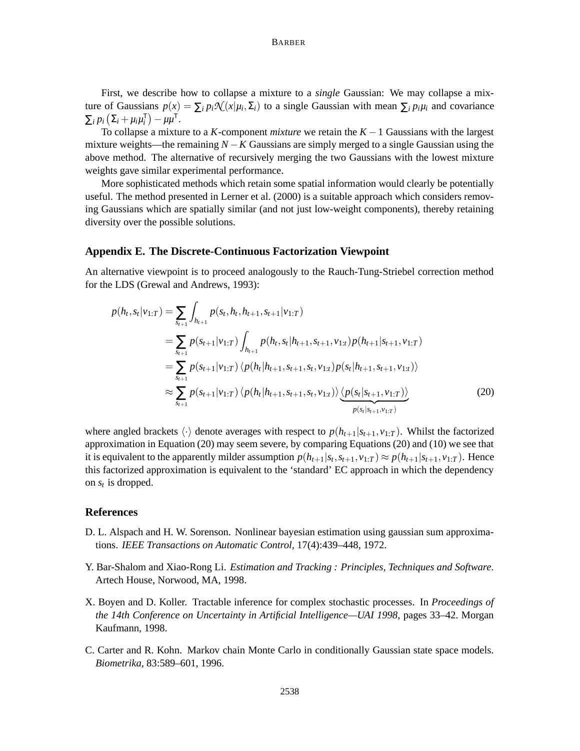First, we describe how to collapse a mixture to a *single* Gaussian: We may collapse a mixture of Gaussians $p(x) = \sum_i p_i \mathcal{N}(x|\mu_i, \Sigma_i)$ to a single Gaussian with mean $\sum_i p_i \mu_i$ and covariance $\sum_i p_i \left(\Sigma_i + \mu_i \mu_i^{\mathsf{T}}\right) - \mu\mu^{\mathsf{T}}$.

To collapse a mixture to a $K$-component *mixture* we retain the $K-1$ Gaussians with the largest mixture weights—the remaining $N-K$ Gaussians are simply merged to a single Gaussian using the above method. The alternative of recursively merging the two Gaussians with the lowest mixture weights gave similar experimental performance.

More sophisticated methods which retain some spatial information would clearly be potentially useful. The method presented in Lerner et al. (2000) is a suitable approach which considers removing Gaussians which are spatially similar (and not just low-weight components), thereby retaining diversity over the possible solutions.

## Appendix E. The Discrete-Continuous Factorization Viewpoint

An alternative viewpoint is to proceed analogously to the Rauch-Tung-Striebel correction method for the LDS (Grewal and Andrews, 1993):

$$
\begin{aligned}
p(h_t, s_t|v_{1:T}) &= \sum_{s_{t+1}} \int_{h_{t+1}} p(s_t, h_t, h_{t+1}, s_{t+1}|v_{1:T}) \\
&= \sum_{s_{t+1}} p(s_{t+1}|v_{1:T}) \int_{h_{t+1}} p(h_t, s_t|h_{t+1}, s_{t+1}, v_{1:t}) p(h_{t+1}|s_{t+1}, v_{1:T}) \\
&= \sum_{s_{t+1}} p(s_{t+1}|v_{1:T}) \left\langle p(h_t|h_{t+1}, s_{t+1}, s_t, v_{1:t}) p(s_t|h_{t+1}, s_{t+1}, v_{1:t}) \right\rangle \\
&\approx \sum_{s_{t+1}} p(s_{t+1}|v_{1:T}) \left\langle p(h_t|h_{t+1}, s_{t+1}, s_t, v_{1:t}) \right\rangle \underbrace{\left\langle p(s_t|s_{t+1}, v_{1:T}) \right\rangle}_{p(s_t|s_{t+1}, v_{1:T})}
\end{aligned}
\tag{20}
$$

where angled brackets $\langle \cdot \rangle$ denote averages with respect to $p(h_{t+1}|s_{t+1}, v_{1:T})$. Whilst the factorized approximation in Equation (20) may seem severe, by comparing Equations (20) and (10) we see that it is equivalent to the apparently milder assumption $p(h_{t+1}|s_t, s_{t+1}, v_{1:T}) \approx p(h_{t+1}|s_{t+1}, v_{1:T})$. Hence this factorized approximation is equivalent to the 'standard' EC approach in which the dependency on $s_t$ is dropped.

## References

D. L. Alspach and H. W. Sorenson. Nonlinear bayesian estimation using gaussian sum approximations. *IEEE Transactions on Automatic Control*, 17(4):439–448, 1972.

Y. Bar-Shalom and Xiao-Rong Li. *Estimation and Tracking : Principles, Techniques and Software*. Artech House, Norwood, MA, 1998.

X. Boyen and D. Koller. Tractable inference for complex stochastic processes. In *Proceedings of the 14th Conference on Uncertainty in Artificial Intelligence—UAI 1998*, pages 33–42. Morgan Kaufmann, 1998.

C. Carter and R. Kohn. Markov chain Monte Carlo in conditionally Gaussian state space models. *Biometrika*, 83:589–601, 1996.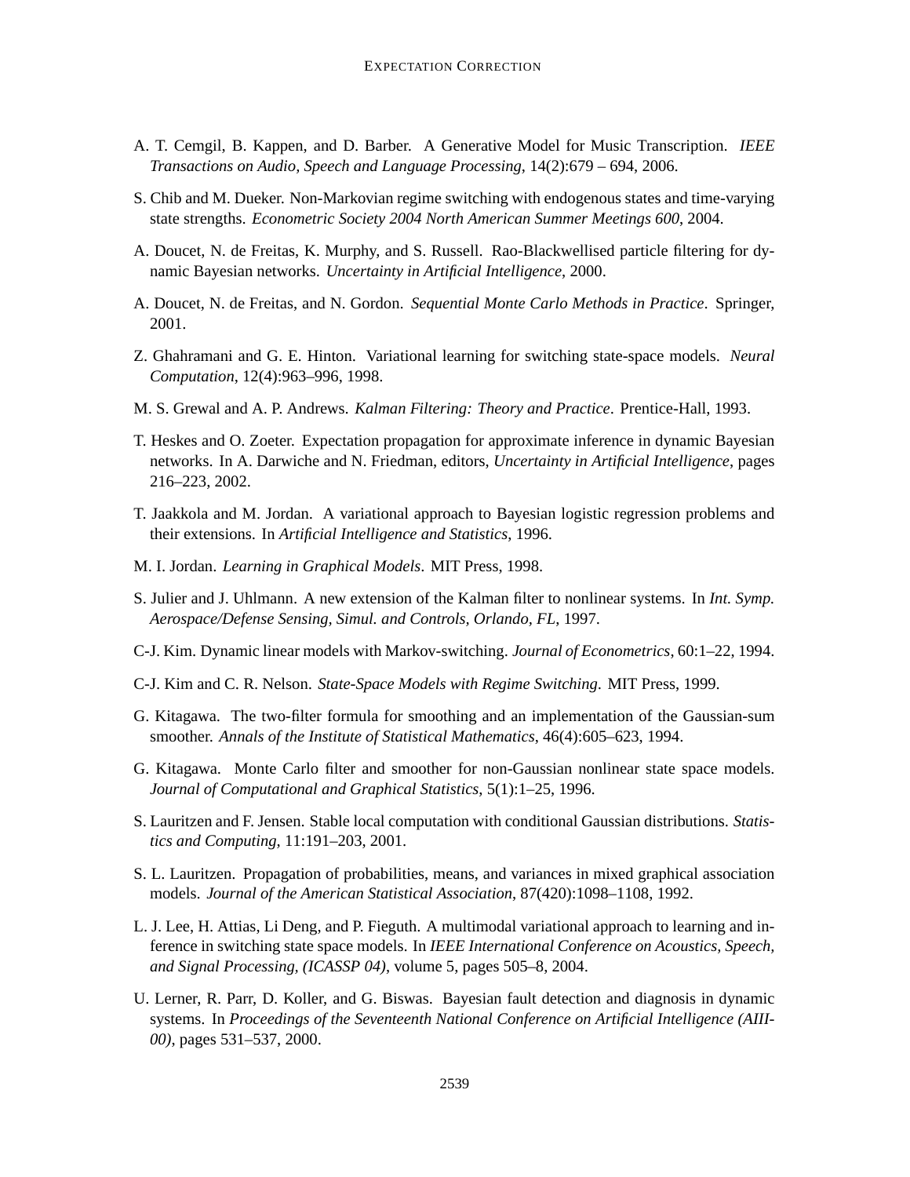A. T. Cemgil, B. Kappen, and D. Barber. A Generative Model for Music Transcription. *IEEE Transactions on Audio, Speech and Language Processing*, 14(2):679 – 694, 2006.

S. Chib and M. Dueker. Non-Markovian regime switching with endogenous states and time-varying state strengths. *Econometric Society 2004 North American Summer Meetings 600*, 2004.

A. Doucet, N. de Freitas, K. Murphy, and S. Russell. Rao-Blackwellised particle filtering for dynamic Bayesian networks. *Uncertainty in Artificial Intelligence*, 2000.

A. Doucet, N. de Freitas, and N. Gordon. *Sequential Monte Carlo Methods in Practice*. Springer, 2001.

Z. Ghahramani and G. E. Hinton. Variational learning for switching state-space models. *Neural Computation*, 12(4):963–996, 1998.

M. S. Grewal and A. P. Andrews. *Kalman Filtering: Theory and Practice*. Prentice-Hall, 1993.

T. Heskes and O. Zoeter. Expectation propagation for approximate inference in dynamic Bayesian networks. In A. Darwiche and N. Friedman, editors, *Uncertainty in Artificial Intelligence*, pages 216–223, 2002.

T. Jaakkola and M. Jordan. A variational approach to Bayesian logistic regression problems and their extensions. In *Artificial Intelligence and Statistics*, 1996.

M. I. Jordan. *Learning in Graphical Models*. MIT Press, 1998.

S. Julier and J. Uhlmann. A new extension of the Kalman filter to nonlinear systems. In *Int. Symp. Aerospace/Defense Sensing, Simul. and Controls, Orlando, FL*, 1997.

C-J. Kim. Dynamic linear models with Markov-switching. *Journal of Econometrics*, 60:1–22, 1994.

C-J. Kim and C. R. Nelson. *State-Space Models with Regime Switching*. MIT Press, 1999.

G. Kitagawa. The two-filter formula for smoothing and an implementation of the Gaussian-sum smoother. *Annals of the Institute of Statistical Mathematics*, 46(4):605–623, 1994.

G. Kitagawa. Monte Carlo filter and smoother for non-Gaussian nonlinear state space models. *Journal of Computational and Graphical Statistics*, 5(1):1–25, 1996.

S. Lauritzen and F. Jensen. Stable local computation with conditional Gaussian distributions. *Statistics and Computing*, 11:191–203, 2001.

S. L. Lauritzen. Propagation of probabilities, means, and variances in mixed graphical association models. *Journal of the American Statistical Association*, 87(420):1098–1108, 1992.

L. J. Lee, H. Attias, Li Deng, and P. Fieguth. A multimodal variational approach to learning and inference in switching state space models. In *IEEE International Conference on Acoustics, Speech, and Signal Processing, (ICASSP 04)*, volume 5, pages 505–8, 2004.

U. Lerner, R. Parr, D. Koller, and G. Biswas. Bayesian fault detection and diagnosis in dynamic systems. In *Proceedings of the Seventeenth National Conference on Artificial Intelligence (AIII-00)*, pages 531–537, 2000.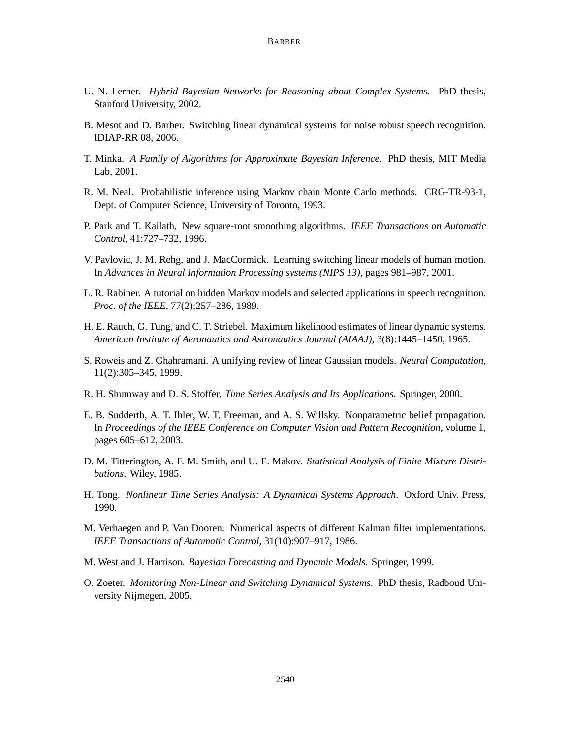U. N. Lerner. *Hybrid Bayesian Networks for Reasoning about Complex Systems*. PhD thesis, Stanford University, 2002.

B. Mesot and D. Barber. Switching linear dynamical systems for noise robust speech recognition. IDIAP-RR 08, 2006.

T. Minka. *A Family of Algorithms for Approximate Bayesian Inference*. PhD thesis, MIT Media Lab, 2001.

R. M. Neal. Probabilistic inference using Markov chain Monte Carlo methods. CRG-TR-93-1, Dept. of Computer Science, University of Toronto, 1993.

P. Park and T. Kailath. New square-root smoothing algorithms. *IEEE Transactions on Automatic Control*, 41:727–732, 1996.

V. Pavlovic, J. M. Rehg, and J. MacCormick. Learning switching linear models of human motion. In *Advances in Neural Information Processing systems (NIPS 13)*, pages 981–987, 2001.

L. R. Rabiner. A tutorial on hidden Markov models and selected applications in speech recognition. *Proc. of the IEEE*, 77(2):257–286, 1989.

H. E. Rauch, G. Tung, and C. T. Striebel. Maximum likelihood estimates of linear dynamic systems. *American Institute of Aeronautics and Astronautics Journal (AIAAJ)*, 3(8):1445–1450, 1965.

S. Roweis and Z. Ghahramani. A unifying review of linear Gaussian models. *Neural Computation*, 11(2):305–345, 1999.

R. H. Shumway and D. S. Stoffer. *Time Series Analysis and Its Applications*. Springer, 2000.

E. B. Sudderth, A. T. Ihler, W. T. Freeman, and A. S. Willsky. Nonparametric belief propagation. In *Proceedings of the IEEE Conference on Computer Vision and Pattern Recognition*, volume 1, pages 605–612, 2003.

D. M. Titterington, A. F. M. Smith, and U. E. Makov. *Statistical Analysis of Finite Mixture Distributions*. Wiley, 1985.

H. Tong. *Nonlinear Time Series Analysis: A Dynamical Systems Approach*. Oxford Univ. Press, 1990.

M. Verhaegen and P. Van Dooren. Numerical aspects of different Kalman filter implementations. *IEEE Transactions of Automatic Control*, 31(10):907–917, 1986.

M. West and J. Harrison. *Bayesian Forecasting and Dynamic Models*. Springer, 1999.

O. Zoeter. *Monitoring Non-Linear and Switching Dynamical Systems*. PhD thesis, Radboud University Nijmegen, 2005.